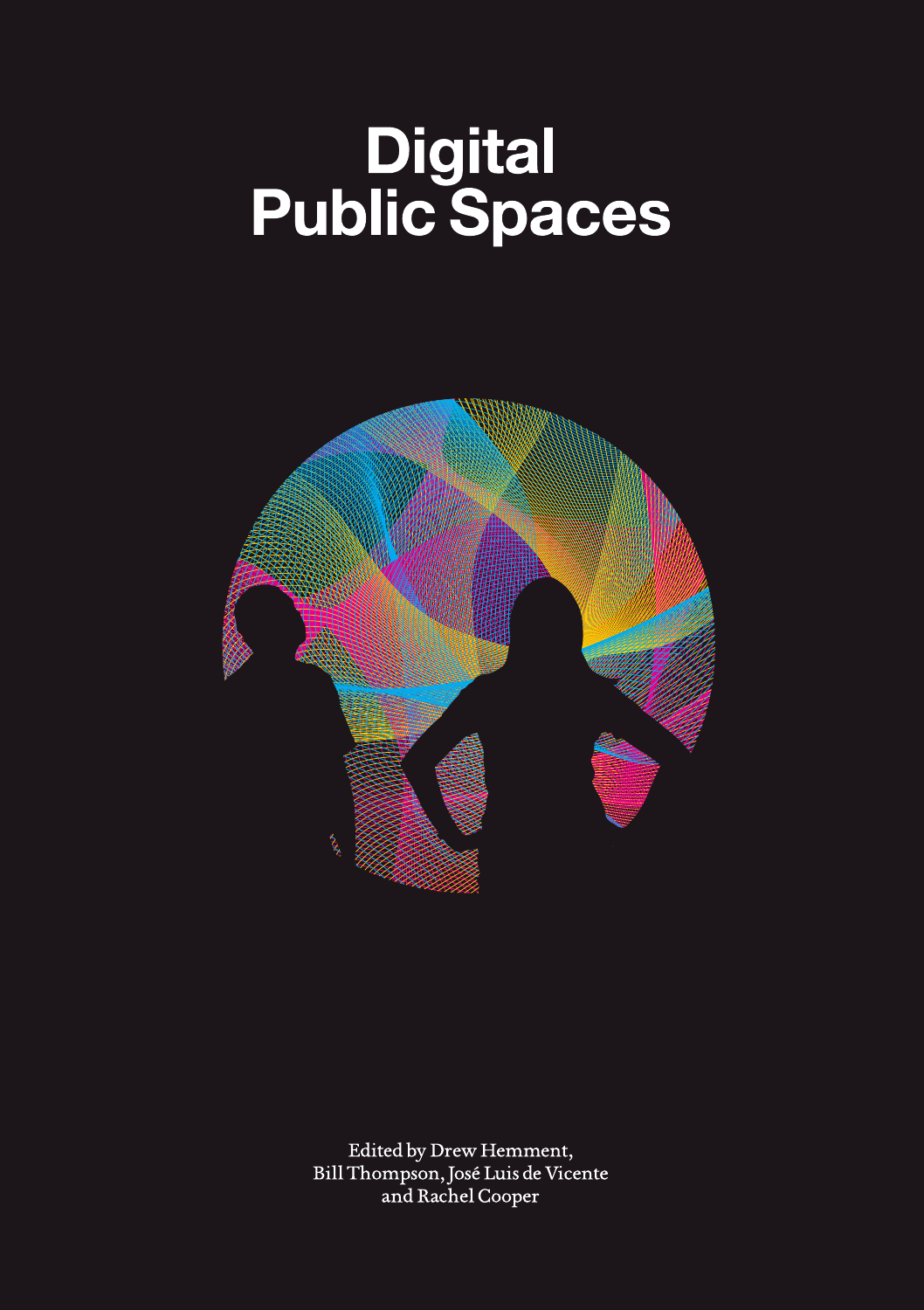# Digital Public Spaces

Edited by Drew Hemment,
Bill Thompson, José Luis de Vicente
and Rachel Cooper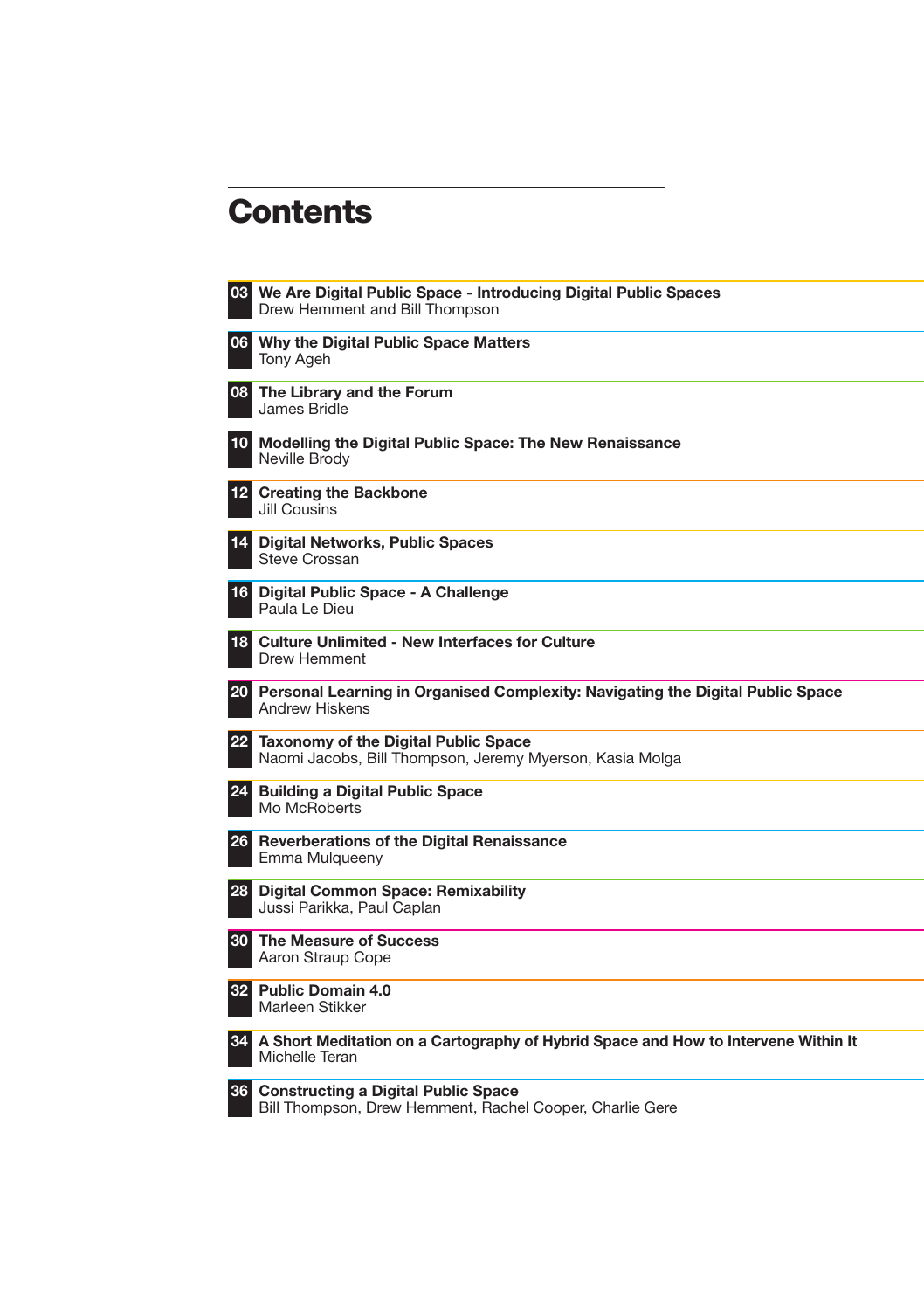# Contents

**03** **We Are Digital Public Space - Introducing Digital Public Spaces**
Drew Hemment and Bill Thompson

**06** **Why the Digital Public Space Matters**
Tony Ageh

**08** **The Library and the Forum**
James Bridle

**10** **Modelling the Digital Public Space: The New Renaissance**
Neville Brody

**12** **Creating the Backbone**
Jill Cousins

**14** **Digital Networks, Public Spaces**
Steve Crossan

**16** **Digital Public Space - A Challenge**
Paula Le Dieu

**18** **Culture Unlimited - New Interfaces for Culture**
Drew Hemment

**20** **Personal Learning in Organised Complexity: Navigating the Digital Public Space**
Andrew Hiskens

**22** **Taxonomy of the Digital Public Space**
Naomi Jacobs, Bill Thompson, Jeremy Myerson, Kasia Molga

**24** **Building a Digital Public Space**
Mo McRoberts

**26** **Reverberations of the Digital Renaissance**
Emma Mulqueeny

**28** **Digital Common Space: Remixability**
Jussi Parikka, Paul Caplan

**30** **The Measure of Success**
Aaron Straup Cope

**32** **Public Domain 4.0**
Marleen Stikker

**34** **A Short Meditation on a Cartography of Hybrid Space and How to Intervene Within It**
Michelle Teran

**36** **Constructing a Digital Public Space**
Bill Thompson, Drew Hemment, Rachel Cooper, Charlie Gere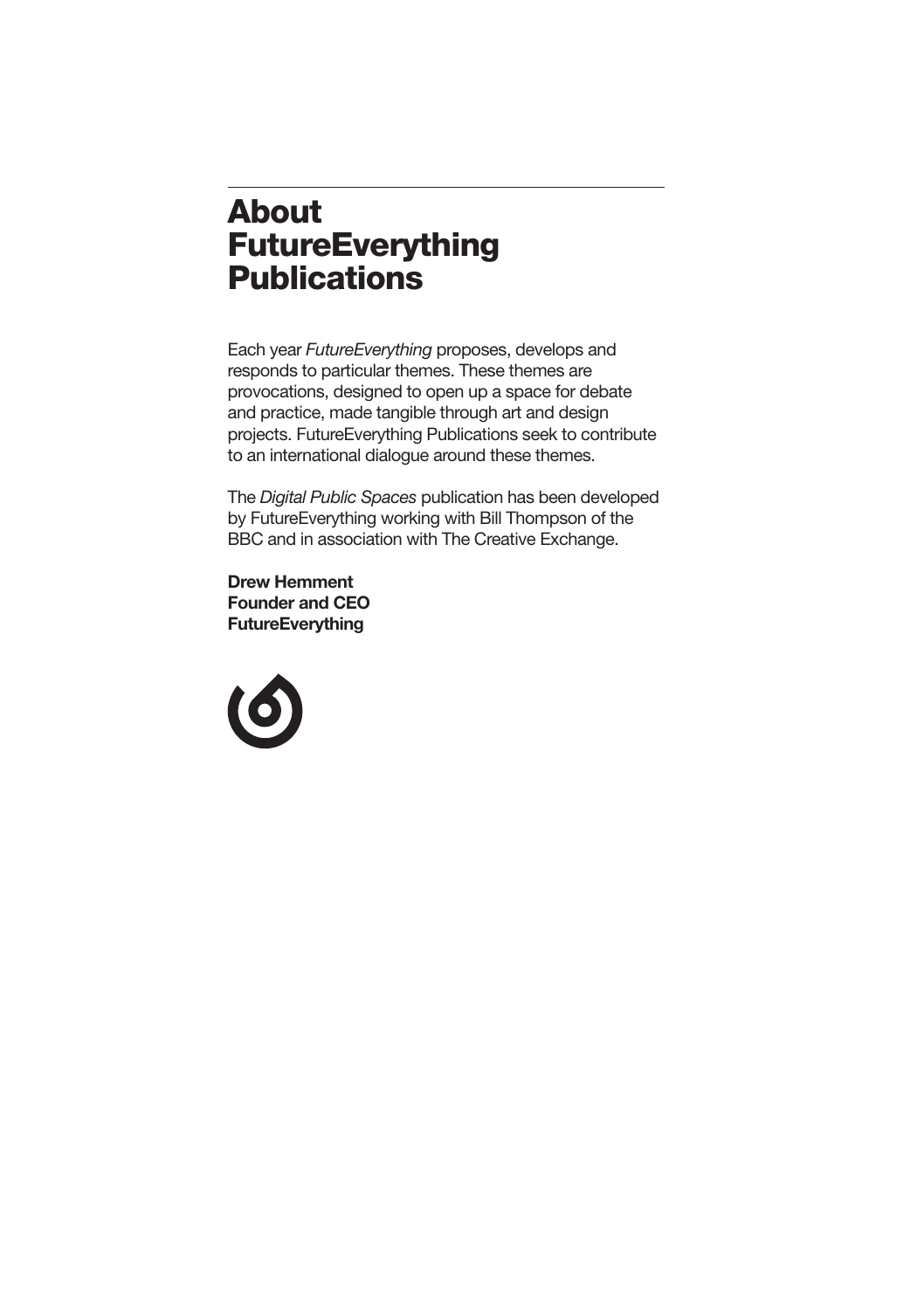# About FutureEverything Publications

Each year *FutureEverything* proposes, develops and responds to particular themes. These themes are provocations, designed to open up a space for debate and practice, made tangible through art and design projects. FutureEverything Publications seek to contribute to an international dialogue around these themes.

The *Digital Public Spaces* publication has been developed by FutureEverything working with Bill Thompson of the BBC and in association with The Creative Exchange.

**Drew Hemment**
**Founder and CEO**
**FutureEverything**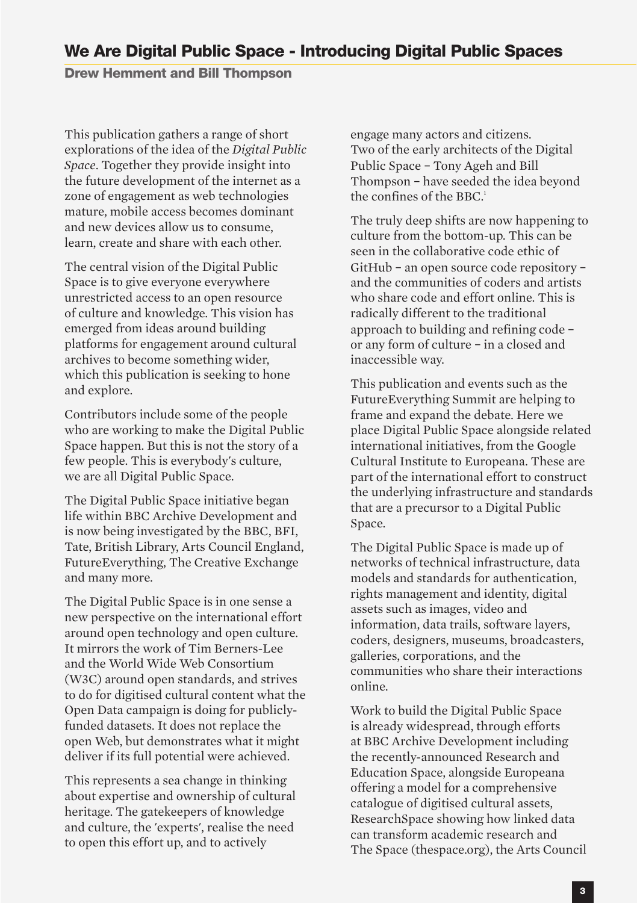## We Are Digital Public Space - Introducing Digital Public Spaces

**Drew Hemment and Bill Thompson**

This publication gathers a range of short explorations of the idea of the *Digital Public Space*. Together they provide insight into the future development of the internet as a zone of engagement as web technologies mature, mobile access becomes dominant and new devices allow us to consume, learn, create and share with each other.

The central vision of the Digital Public Space is to give everyone everywhere unrestricted access to an open resource of culture and knowledge. This vision has emerged from ideas around building platforms for engagement around cultural archives to become something wider, which this publication is seeking to hone and explore.

Contributors include some of the people who are working to make the Digital Public Space happen. But this is not the story of a few people. This is everybody's culture, we are all Digital Public Space.

The Digital Public Space initiative began life within BBC Archive Development and is now being investigated by the BBC, BFI, Tate, British Library, Arts Council England, FutureEverything, The Creative Exchange and many more.

The Digital Public Space is in one sense a new perspective on the international effort around open technology and open culture. It mirrors the work of Tim Berners-Lee and the World Wide Web Consortium (W3C) around open standards, and strives to do for digitised cultural content what the Open Data campaign is doing for publicly-funded datasets. It does not replace the open Web, but demonstrates what it might deliver if its full potential were achieved.

This represents a sea change in thinking about expertise and ownership of cultural heritage. The gatekeepers of knowledge and culture, the 'experts', realise the need to open this effort up, and to actively engage many actors and citizens. Two of the early architects of the Digital Public Space – Tony Ageh and Bill Thompson – have seeded the idea beyond the confines of the BBC.[1]

The truly deep shifts are now happening to culture from the bottom-up. This can be seen in the collaborative code ethic of GitHub – an open source code repository – and the communities of coders and artists who share code and effort online. This is radically different to the traditional approach to building and refining code – or any form of culture – in a closed and inaccessible way.

This publication and events such as the FutureEverything Summit are helping to frame and expand the debate. Here we place Digital Public Space alongside related international initiatives, from the Google Cultural Institute to Europeana. These are part of the international effort to construct the underlying infrastructure and standards that are a precursor to a Digital Public Space.

The Digital Public Space is made up of networks of technical infrastructure, data models and standards for authentication, rights management and identity, digital assets such as images, video and information, data trails, software layers, coders, designers, museums, broadcasters, galleries, corporations, and the communities who share their interactions online.

Work to build the Digital Public Space is already widespread, through efforts at BBC Archive Development including the recently-announced Research and Education Space, alongside Europeana offering a model for a comprehensive catalogue of digitised cultural assets, ResearchSpace showing how linked data can transform academic research and The Space (thespace.org), the Arts Council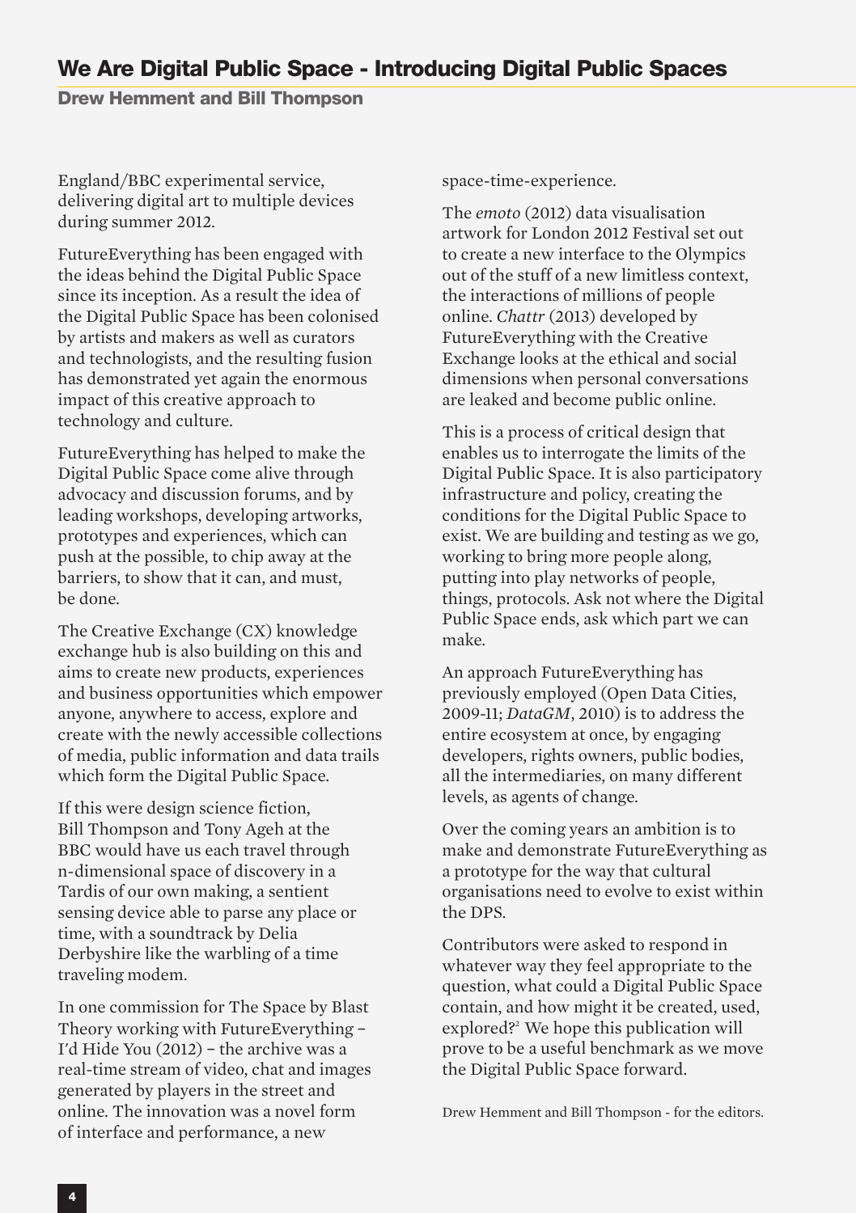England/BBC experimental service, delivering digital art to multiple devices during summer 2012.

FutureEverything has been engaged with the ideas behind the Digital Public Space since its inception. As a result the idea of the Digital Public Space has been colonised by artists and makers as well as curators and technologists, and the resulting fusion has demonstrated yet again the enormous impact of this creative approach to technology and culture.

FutureEverything has helped to make the Digital Public Space come alive through advocacy and discussion forums, and by leading workshops, developing artworks, prototypes and experiences, which can push at the possible, to chip away at the barriers, to show that it can, and must, be done.

The Creative Exchange (CX) knowledge exchange hub is also building on this and aims to create new products, experiences and business opportunities which empower anyone, anywhere to access, explore and create with the newly accessible collections of media, public information and data trails which form the Digital Public Space.

If this were design science fiction, Bill Thompson and Tony Ageh at the BBC would have us each travel through n-dimensional space of discovery in a Tardis of our own making, a sentient sensing device able to parse any place or time, with a soundtrack by Delia Derbyshire like the warbling of a time traveling modem.

In one commission for The Space by Blast Theory working with FutureEverything – I'd Hide You (2012) – the archive was a real-time stream of video, chat and images generated by players in the street and online. The innovation was a novel form of interface and performance, a new space-time-experience.

The *emoto* (2012) data visualisation artwork for London 2012 Festival set out to create a new interface to the Olympics out of the stuff of a new limitless context, the interactions of millions of people online. *Chattr* (2013) developed by FutureEverything with the Creative Exchange looks at the ethical and social dimensions when personal conversations are leaked and become public online.

This is a process of critical design that enables us to interrogate the limits of the Digital Public Space. It is also participatory infrastructure and policy, creating the conditions for the Digital Public Space to exist. We are building and testing as we go, working to bring more people along, putting into play networks of people, things, protocols. Ask not where the Digital Public Space ends, ask which part we can make.

An approach FutureEverything has previously employed (Open Data Cities, 2009-11; *DataGM*, 2010) is to address the entire ecosystem at once, by engaging developers, rights owners, public bodies, all the intermediaries, on many different levels, as agents of change.

Over the coming years an ambition is to make and demonstrate FutureEverything as a prototype for the way that cultural organisations need to evolve to exist within the DPS.

Contributors were asked to respond in whatever way they feel appropriate to the question, what could a Digital Public Space contain, and how might it be created, used, explored?[2] We hope this publication will prove to be a useful benchmark as we move the Digital Public Space forward.

Drew Hemment and Bill Thompson - for the editors.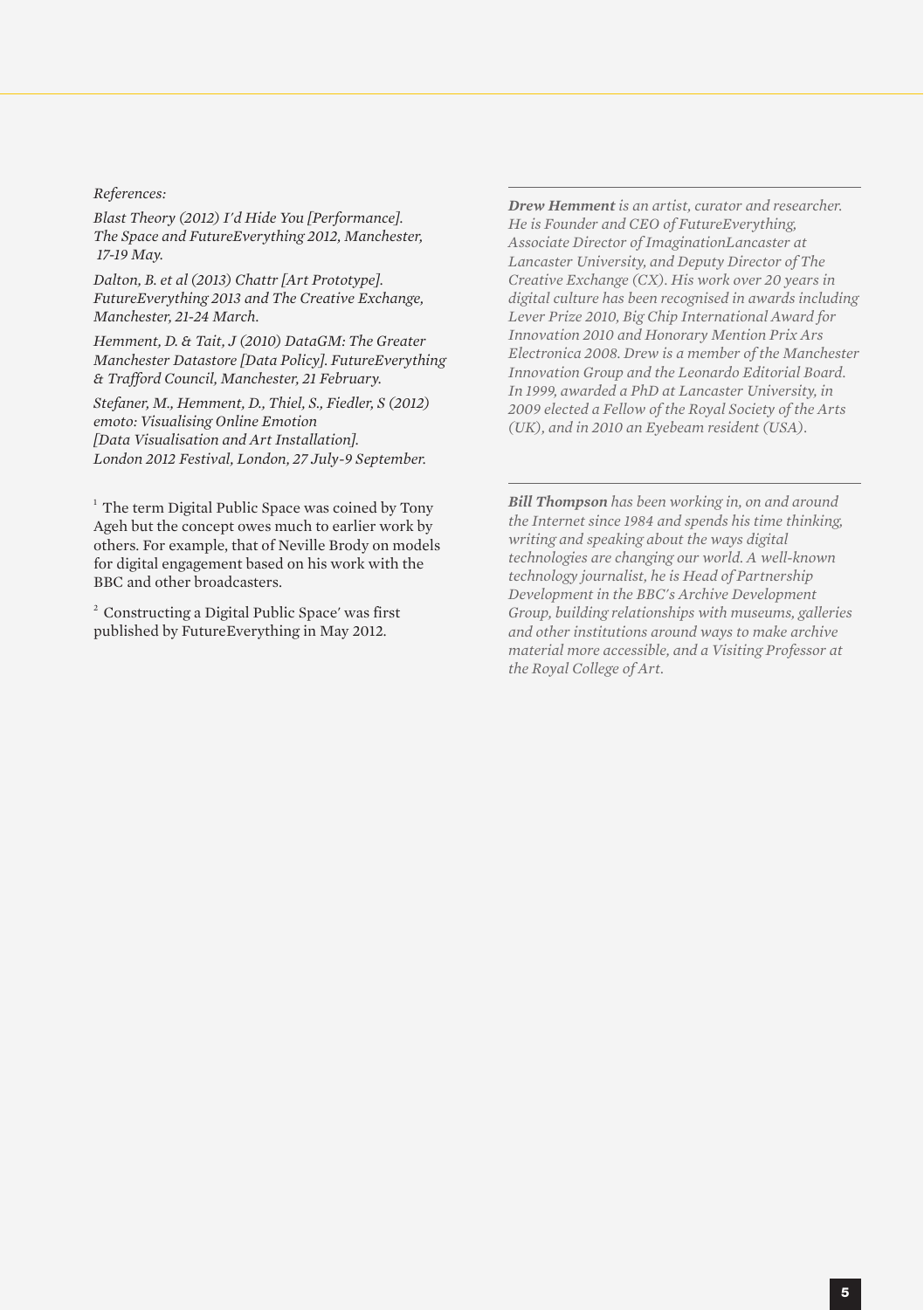*References:*

*Blast Theory (2012) I'd Hide You [Performance]. The Space and FutureEverything 2012, Manchester, 17-19 May.*

*Dalton, B. et al (2013) Chattr [Art Prototype]. FutureEverything 2013 and The Creative Exchange, Manchester, 21-24 March.*

*Hemment, D. & Tait, J (2010) DataGM: The Greater Manchester Datastore [Data Policy]. FutureEverything & Trafford Council, Manchester, 21 February.*

*Stefaner, M., Hemment, D., Thiel, S., Fiedler, S (2012) emoto: Visualising Online Emotion [Data Visualisation and Art Installation]. London 2012 Festival, London, 27 July-9 September.*

[1] The term Digital Public Space was coined by Tony Ageh but the concept owes much to earlier work by others. For example, that of Neville Brody on models for digital engagement based on his work with the BBC and other broadcasters.

[2] Constructing a Digital Public Space' was first published by FutureEverything in May 2012.

---

***Drew Hemment** is an artist, curator and researcher. He is Founder and CEO of FutureEverything, Associate Director of ImaginationLancaster at Lancaster University, and Deputy Director of The Creative Exchange (CX). His work over 20 years in digital culture has been recognised in awards including Lever Prize 2010, Big Chip International Award for Innovation 2010 and Honorary Mention Prix Ars Electronica 2008. Drew is a member of the Manchester Innovation Group and the Leonardo Editorial Board. In 1999, awarded a PhD at Lancaster University, in 2009 elected a Fellow of the Royal Society of the Arts (UK), and in 2010 an Eyebeam resident (USA).*

---

***Bill Thompson** has been working in, on and around the Internet since 1984 and spends his time thinking, writing and speaking about the ways digital technologies are changing our world. A well-known technology journalist, he is Head of Partnership Development in the BBC's Archive Development Group, building relationships with museums, galleries and other institutions around ways to make archive material more accessible, and a Visiting Professor at the Royal College of Art.*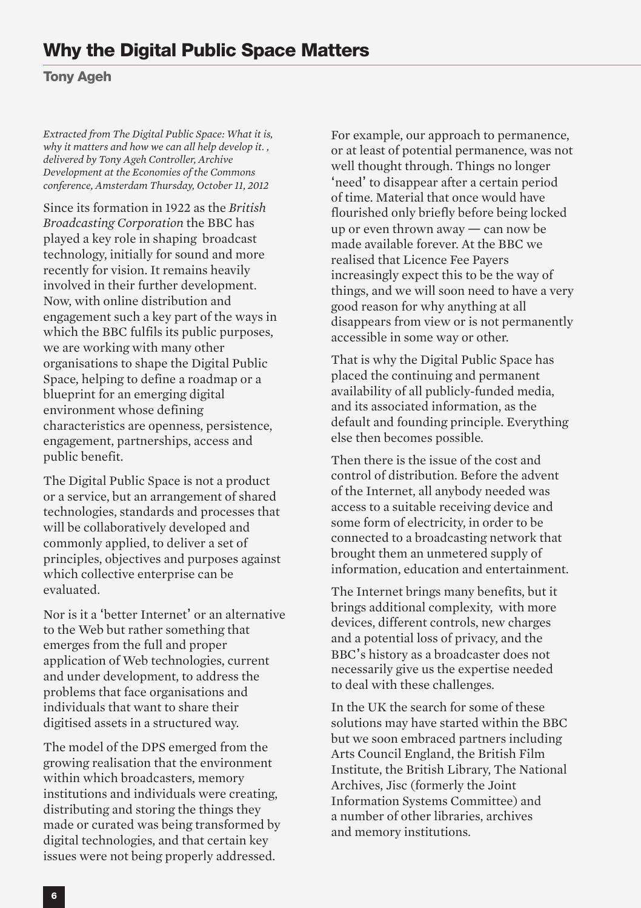# Why the Digital Public Space Matters

**Tony Ageh**

*Extracted from The Digital Public Space: What it is, why it matters and how we can all help develop it. , delivered by Tony Ageh Controller, Archive Development at the Economies of the Commons conference, Amsterdam Thursday, October 11, 2012*

Since its formation in 1922 as the *British Broadcasting Corporation* the BBC has played a key role in shaping broadcast technology, initially for sound and more recently for vision. It remains heavily involved in their further development. Now, with online distribution and engagement such a key part of the ways in which the BBC fulfils its public purposes, we are working with many other organisations to shape the Digital Public Space, helping to define a roadmap or a blueprint for an emerging digital environment whose defining characteristics are openness, persistence, engagement, partnerships, access and public benefit.

The Digital Public Space is not a product or a service, but an arrangement of shared technologies, standards and processes that will be collaboratively developed and commonly applied, to deliver a set of principles, objectives and purposes against which collective enterprise can be evaluated.

Nor is it a 'better Internet' or an alternative to the Web but rather something that emerges from the full and proper application of Web technologies, current and under development, to address the problems that face organisations and individuals that want to share their digitised assets in a structured way.

The model of the DPS emerged from the growing realisation that the environment within which broadcasters, memory institutions and individuals were creating, distributing and storing the things they made or curated was being transformed by digital technologies, and that certain key issues were not being properly addressed.

For example, our approach to permanence, or at least of potential permanence, was not well thought through. Things no longer 'need' to disappear after a certain period of time. Material that once would have flourished only briefly before being locked up or even thrown away — can now be made available forever. At the BBC we realised that Licence Fee Payers increasingly expect this to be the way of things, and we will soon need to have a very good reason for why anything at all disappears from view or is not permanently accessible in some way or other.

That is why the Digital Public Space has placed the continuing and permanent availability of all publicly-funded media, and its associated information, as the default and founding principle. Everything else then becomes possible.

Then there is the issue of the cost and control of distribution. Before the advent of the Internet, all anybody needed was access to a suitable receiving device and some form of electricity, in order to be connected to a broadcasting network that brought them an unmetered supply of information, education and entertainment.

The Internet brings many benefits, but it brings additional complexity, with more devices, different controls, new charges and a potential loss of privacy, and the BBC's history as a broadcaster does not necessarily give us the expertise needed to deal with these challenges.

In the UK the search for some of these solutions may have started within the BBC but we soon embraced partners including Arts Council England, the British Film Institute, the British Library, The National Archives, Jisc (formerly the Joint Information Systems Committee) and a number of other libraries, archives and memory institutions.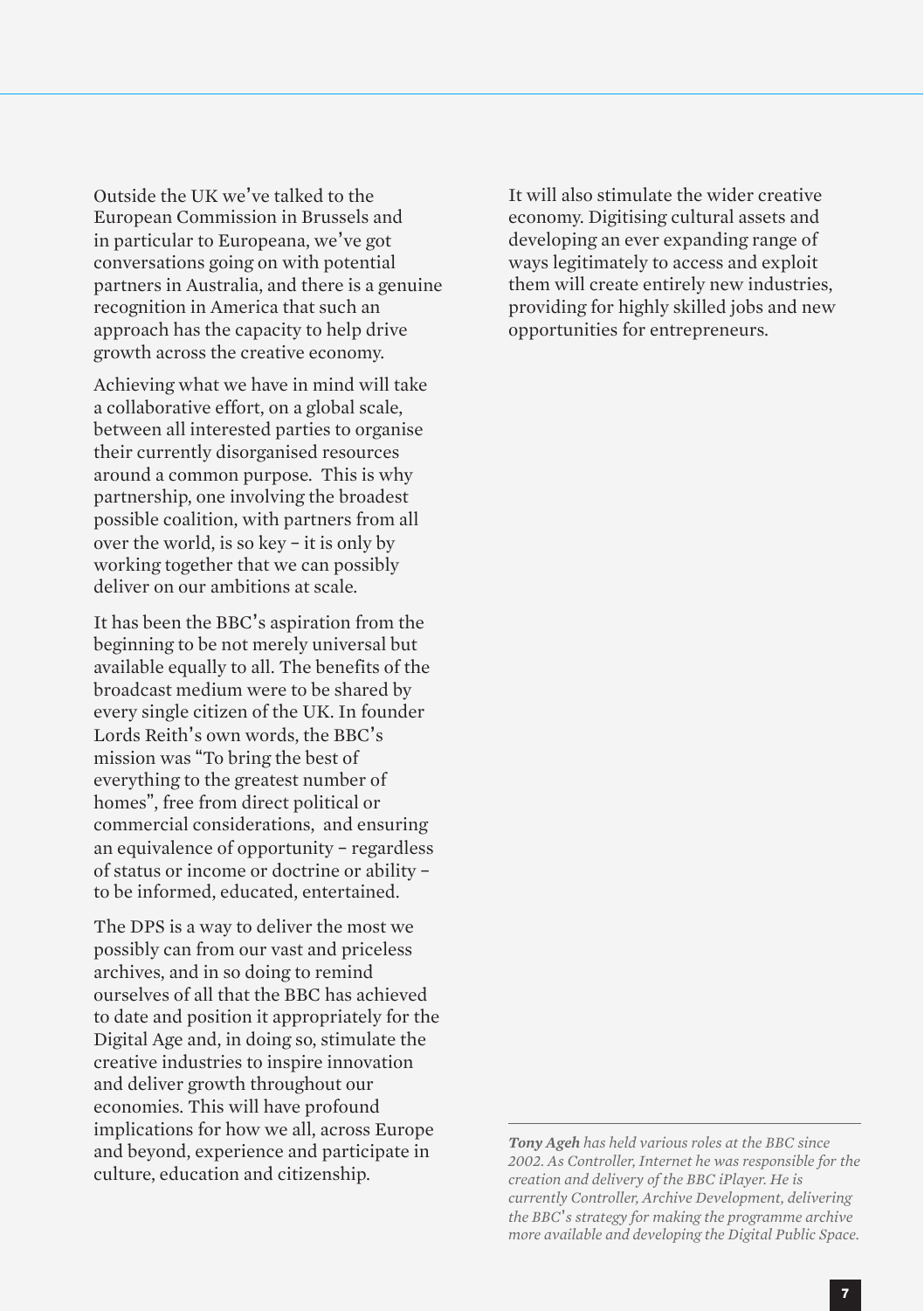Outside the UK we've talked to the European Commission in Brussels and in particular to Europeana, we've got conversations going on with potential partners in Australia, and there is a genuine recognition in America that such an approach has the capacity to help drive growth across the creative economy.

Achieving what we have in mind will take a collaborative effort, on a global scale, between all interested parties to organise their currently disorganised resources around a common purpose. This is why partnership, one involving the broadest possible coalition, with partners from all over the world, is so key – it is only by working together that we can possibly deliver on our ambitions at scale.

It has been the BBC's aspiration from the beginning to be not merely universal but available equally to all. The benefits of the broadcast medium were to be shared by every single citizen of the UK. In founder Lords Reith's own words, the BBC's mission was "To bring the best of everything to the greatest number of homes", free from direct political or commercial considerations, and ensuring an equivalence of opportunity – regardless of status or income or doctrine or ability – to be informed, educated, entertained.

The DPS is a way to deliver the most we possibly can from our vast and priceless archives, and in so doing to remind ourselves of all that the BBC has achieved to date and position it appropriately for the Digital Age and, in doing so, stimulate the creative industries to inspire innovation and deliver growth throughout our economies. This will have profound implications for how we all, across Europe and beyond, experience and participate in culture, education and citizenship.

It will also stimulate the wider creative economy. Digitising cultural assets and developing an ever expanding range of ways legitimately to access and exploit them will create entirely new industries, providing for highly skilled jobs and new opportunities for entrepreneurs.

***Tony Ageh*** *has held various roles at the BBC since 2002. As Controller, Internet he was responsible for the creation and delivery of the BBC iPlayer. He is currently Controller, Archive Development, delivering the BBC's strategy for making the programme archive more available and developing the Digital Public Space.*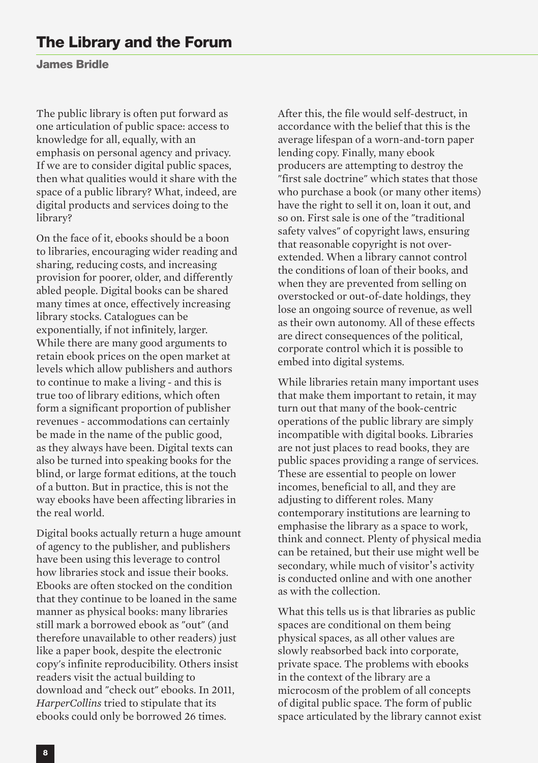# The Library and the Forum

**James Bridle**

The public library is often put forward as one articulation of public space: access to knowledge for all, equally, with an emphasis on personal agency and privacy. If we are to consider digital public spaces, then what qualities would it share with the space of a public library? What, indeed, are digital products and services doing to the library?

On the face of it, ebooks should be a boon to libraries, encouraging wider reading and sharing, reducing costs, and increasing provision for poorer, older, and differently abled people. Digital books can be shared many times at once, effectively increasing library stocks. Catalogues can be exponentially, if not infinitely, larger. While there are many good arguments to retain ebook prices on the open market at levels which allow publishers and authors to continue to make a living - and this is true too of library editions, which often form a significant proportion of publisher revenues - accommodations can certainly be made in the name of the public good, as they always have been. Digital texts can also be turned into speaking books for the blind, or large format editions, at the touch of a button. But in practice, this is not the way ebooks have been affecting libraries in the real world.

Digital books actually return a huge amount of agency to the publisher, and publishers have been using this leverage to control how libraries stock and issue their books. Ebooks are often stocked on the condition that they continue to be loaned in the same manner as physical books: many libraries still mark a borrowed ebook as "out" (and therefore unavailable to other readers) just like a paper book, despite the electronic copy's infinite reproducibility. Others insist readers visit the actual building to download and "check out" ebooks. In 2011, *HarperCollins* tried to stipulate that its ebooks could only be borrowed 26 times. After this, the file would self-destruct, in accordance with the belief that this is the average lifespan of a worn-and-torn paper lending copy. Finally, many ebook producers are attempting to destroy the "first sale doctrine" which states that those who purchase a book (or many other items) have the right to sell it on, loan it out, and so on. First sale is one of the "traditional safety valves" of copyright laws, ensuring that reasonable copyright is not over-extended. When a library cannot control the conditions of loan of their books, and when they are prevented from selling on overstocked or out-of-date holdings, they lose an ongoing source of revenue, as well as their own autonomy. All of these effects are direct consequences of the political, corporate control which it is possible to embed into digital systems.

While libraries retain many important uses that make them important to retain, it may turn out that many of the book-centric operations of the public library are simply incompatible with digital books. Libraries are not just places to read books, they are public spaces providing a range of services. These are essential to people on lower incomes, beneficial to all, and they are adjusting to different roles. Many contemporary institutions are learning to emphasise the library as a space to work, think and connect. Plenty of physical media can be retained, but their use might well be secondary, while much of visitor's activity is conducted online and with one another as with the collection.

What this tells us is that libraries as public spaces are conditional on them being physical spaces, as all other values are slowly reabsorbed back into corporate, private space. The problems with ebooks in the context of the library are a microcosm of the problem of all concepts of digital public space. The form of public space articulated by the library cannot exist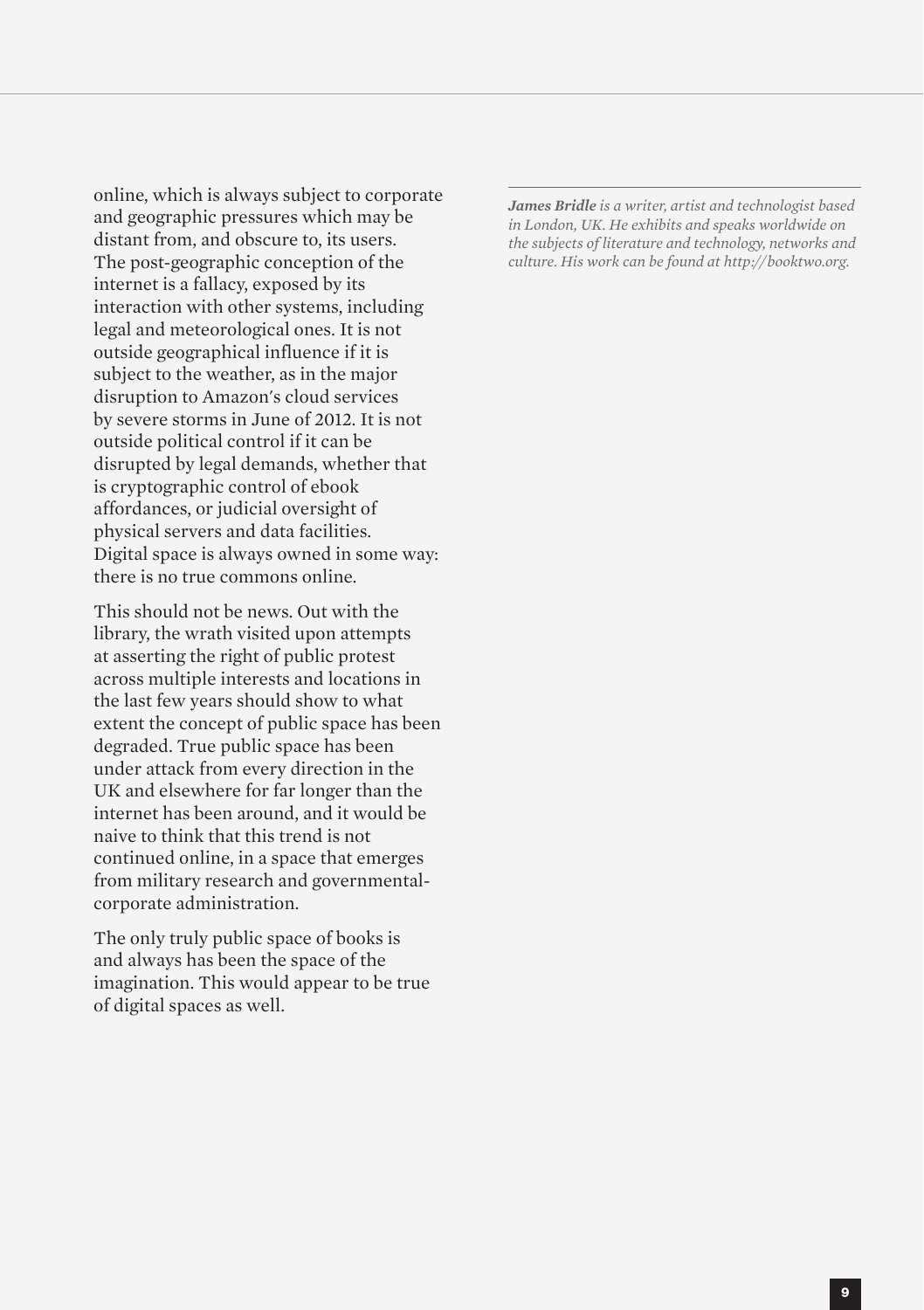online, which is always subject to corporate and geographic pressures which may be distant from, and obscure to, its users. The post-geographic conception of the internet is a fallacy, exposed by its interaction with other systems, including legal and meteorological ones. It is not outside geographical influence if it is subject to the weather, as in the major disruption to Amazon's cloud services by severe storms in June of 2012. It is not outside political control if it can be disrupted by legal demands, whether that is cryptographic control of ebook affordances, or judicial oversight of physical servers and data facilities. Digital space is always owned in some way: there is no true commons online.

This should not be news. Out with the library, the wrath visited upon attempts at asserting the right of public protest across multiple interests and locations in the last few years should show to what extent the concept of public space has been degraded. True public space has been under attack from every direction in the UK and elsewhere for far longer than the internet has been around, and it would be naive to think that this trend is not continued online, in a space that emerges from military research and governmental-corporate administration.

The only truly public space of books is and always has been the space of the imagination. This would appear to be true of digital spaces as well.

---

***James Bridle** is a writer, artist and technologist based in London, UK. He exhibits and speaks worldwide on the subjects of literature and technology, networks and culture. His work can be found at http://booktwo.org.*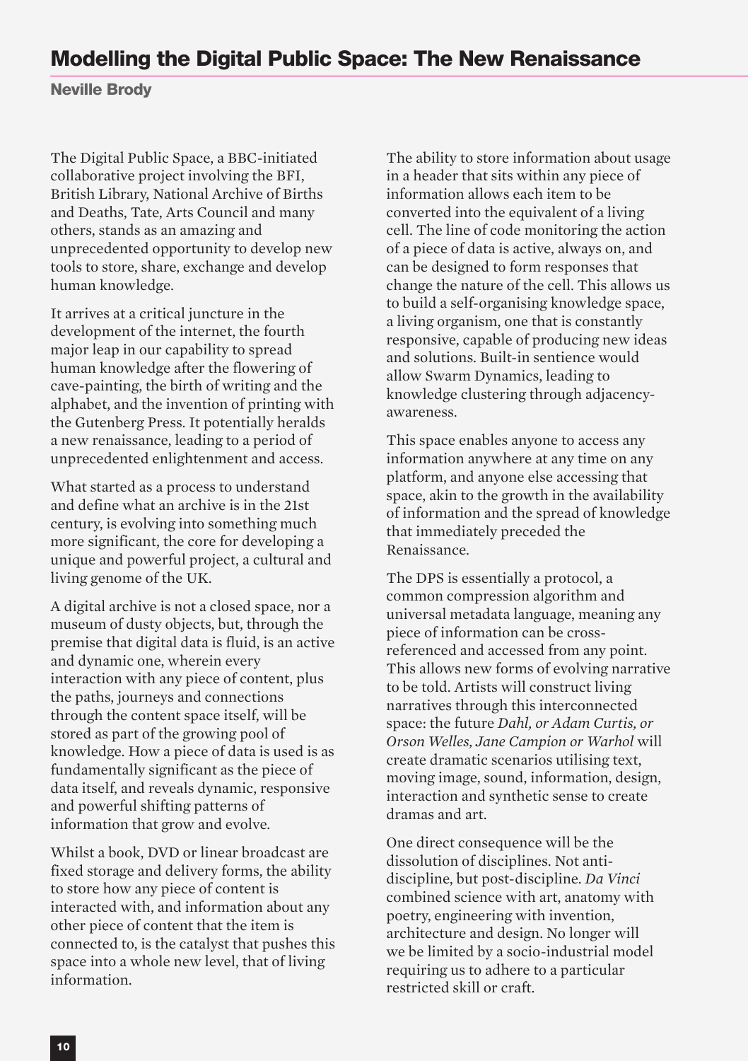# Modelling the Digital Public Space: The New Renaissance

**Neville Brody**

The Digital Public Space, a BBC-initiated collaborative project involving the BFI, British Library, National Archive of Births and Deaths, Tate, Arts Council and many others, stands as an amazing and unprecedented opportunity to develop new tools to store, share, exchange and develop human knowledge.

It arrives at a critical juncture in the development of the internet, the fourth major leap in our capability to spread human knowledge after the flowering of cave-painting, the birth of writing and the alphabet, and the invention of printing with the Gutenberg Press. It potentially heralds a new renaissance, leading to a period of unprecedented enlightenment and access.

What started as a process to understand and define what an archive is in the 21st century, is evolving into something much more significant, the core for developing a unique and powerful project, a cultural and living genome of the UK.

A digital archive is not a closed space, nor a museum of dusty objects, but, through the premise that digital data is fluid, is an active and dynamic one, wherein every interaction with any piece of content, plus the paths, journeys and connections through the content space itself, will be stored as part of the growing pool of knowledge. How a piece of data is used is as fundamentally significant as the piece of data itself, and reveals dynamic, responsive and powerful shifting patterns of information that grow and evolve.

Whilst a book, DVD or linear broadcast are fixed storage and delivery forms, the ability to store how any piece of content is interacted with, and information about any other piece of content that the item is connected to, is the catalyst that pushes this space into a whole new level, that of living information.

The ability to store information about usage in a header that sits within any piece of information allows each item to be converted into the equivalent of a living cell. The line of code monitoring the action of a piece of data is active, always on, and can be designed to form responses that change the nature of the cell. This allows us to build a self-organising knowledge space, a living organism, one that is constantly responsive, capable of producing new ideas and solutions. Built-in sentience would allow Swarm Dynamics, leading to knowledge clustering through adjacency-awareness.

This space enables anyone to access any information anywhere at any time on any platform, and anyone else accessing that space, akin to the growth in the availability of information and the spread of knowledge that immediately preceded the Renaissance.

The DPS is essentially a protocol, a common compression algorithm and universal metadata language, meaning any piece of information can be cross-referenced and accessed from any point. This allows new forms of evolving narrative to be told. Artists will construct living narratives through this interconnected space: the future *Dahl, or Adam Curtis, or Orson Welles, Jane Campion or Warhol* will create dramatic scenarios utilising text, moving image, sound, information, design, interaction and synthetic sense to create dramas and art.

One direct consequence will be the dissolution of disciplines. Not anti-discipline, but post-discipline. *Da Vinci* combined science with art, anatomy with poetry, engineering with invention, architecture and design. No longer will we be limited by a socio-industrial model requiring us to adhere to a particular restricted skill or craft.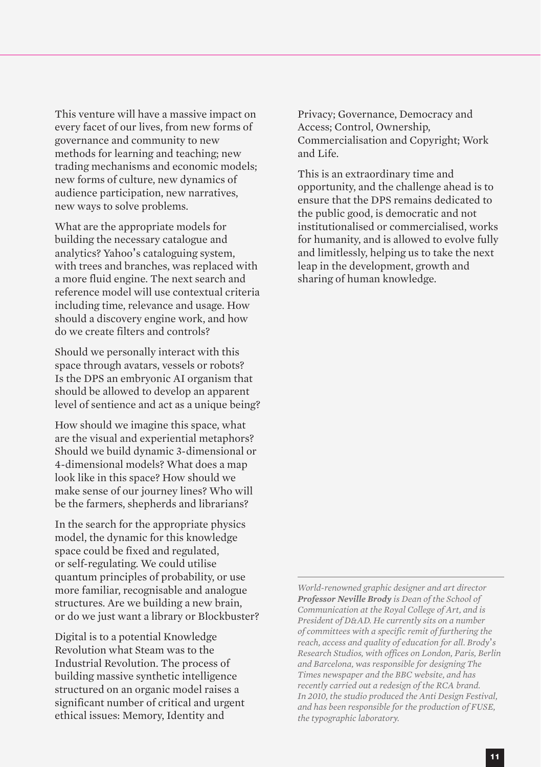This venture will have a massive impact on every facet of our lives, from new forms of governance and community to new methods for learning and teaching; new trading mechanisms and economic models; new forms of culture, new dynamics of audience participation, new narratives, new ways to solve problems.

What are the appropriate models for building the necessary catalogue and analytics? Yahoo's cataloguing system, with trees and branches, was replaced with a more fluid engine. The next search and reference model will use contextual criteria including time, relevance and usage. How should a discovery engine work, and how do we create filters and controls?

Should we personally interact with this space through avatars, vessels or robots? Is the DPS an embryonic AI organism that should be allowed to develop an apparent level of sentience and act as a unique being?

How should we imagine this space, what are the visual and experiential metaphors? Should we build dynamic 3-dimensional or 4-dimensional models? What does a map look like in this space? How should we make sense of our journey lines? Who will be the farmers, shepherds and librarians?

In the search for the appropriate physics model, the dynamic for this knowledge space could be fixed and regulated, or self-regulating. We could utilise quantum principles of probability, or use more familiar, recognisable and analogue structures. Are we building a new brain, or do we just want a library or Blockbuster?

Digital is to a potential Knowledge Revolution what Steam was to the Industrial Revolution. The process of building massive synthetic intelligence structured on an organic model raises a significant number of critical and urgent ethical issues: Memory, Identity and Privacy; Governance, Democracy and Access; Control, Ownership, Commercialisation and Copyright; Work and Life.

This is an extraordinary time and opportunity, and the challenge ahead is to ensure that the DPS remains dedicated to the public good, is democratic and not institutionalised or commercialised, works for humanity, and is allowed to evolve fully and limitlessly, helping us to take the next leap in the development, growth and sharing of human knowledge.

---

*World-renowned graphic designer and art director* ***Professor Neville Brody*** *is Dean of the School of Communication at the Royal College of Art, and is President of D&AD. He currently sits on a number of committees with a specific remit of furthering the reach, access and quality of education for all. Brody's Research Studios, with offices on London, Paris, Berlin and Barcelona, was responsible for designing The Times newspaper and the BBC website, and has recently carried out a redesign of the RCA brand. In 2010, the studio produced the Anti Design Festival, and has been responsible for the production of FUSE, the typographic laboratory.*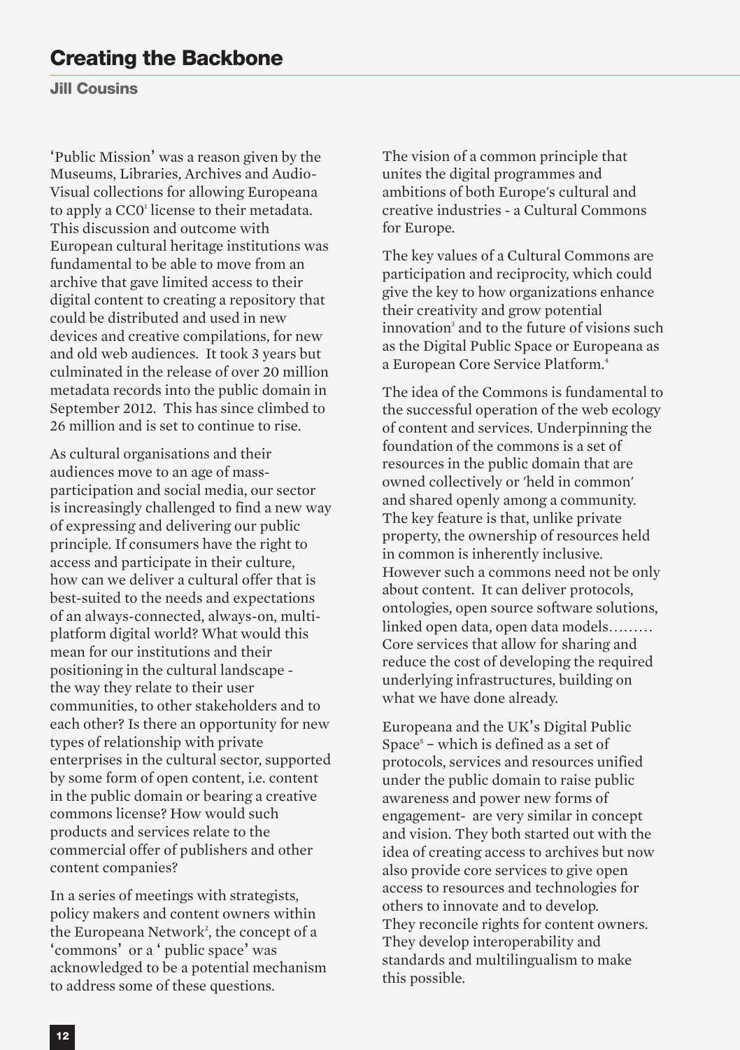# Creating the Backbone

**Jill Cousins**

'Public Mission' was a reason given by the Museums, Libraries, Archives and Audio-Visual collections for allowing Europeana to apply a CC0[1] license to their metadata. This discussion and outcome with European cultural heritage institutions was fundamental to be able to move from an archive that gave limited access to their digital content to creating a repository that could be distributed and used in new devices and creative compilations, for new and old web audiences. It took 3 years but culminated in the release of over 20 million metadata records into the public domain in September 2012. This has since climbed to 26 million and is set to continue to rise.

As cultural organisations and their audiences move to an age of mass-participation and social media, our sector is increasingly challenged to find a new way of expressing and delivering our public principle. If consumers have the right to access and participate in their culture, how can we deliver a cultural offer that is best-suited to the needs and expectations of an always-connected, always-on, multi-platform digital world? What would this mean for our institutions and their positioning in the cultural landscape - the way they relate to their user communities, to other stakeholders and to each other? Is there an opportunity for new types of relationship with private enterprises in the cultural sector, supported by some form of open content, i.e. content in the public domain or bearing a creative commons license? How would such products and services relate to the commercial offer of publishers and other content companies?

In a series of meetings with strategists, policy makers and content owners within the Europeana Network[2], the concept of a 'commons' or a ' public space' was acknowledged to be a potential mechanism to address some of these questions.

The vision of a common principle that unites the digital programmes and ambitions of both Europe's cultural and creative industries - a Cultural Commons for Europe.

The key values of a Cultural Commons are participation and reciprocity, which could give the key to how organizations enhance their creativity and grow potential innovation[3] and to the future of visions such as the Digital Public Space or Europeana as a European Core Service Platform.[4]

The idea of the Commons is fundamental to the successful operation of the web ecology of content and services. Underpinning the foundation of the commons is a set of resources in the public domain that are owned collectively or 'held in common' and shared openly among a community. The key feature is that, unlike private property, the ownership of resources held in common is inherently inclusive. However such a commons need not be only about content. It can deliver protocols, ontologies, open source software solutions, linked open data, open data models……… Core services that allow for sharing and reduce the cost of developing the required underlying infrastructures, building on what we have done already.

Europeana and the UK's Digital Public Space[5] – which is defined as a set of protocols, services and resources unified under the public domain to raise public awareness and power new forms of engagement- are very similar in concept and vision. They both started out with the idea of creating access to archives but now also provide core services to give open access to resources and technologies for others to innovate and to develop. They reconcile rights for content owners. They develop interoperability and standards and multilingualism to make this possible.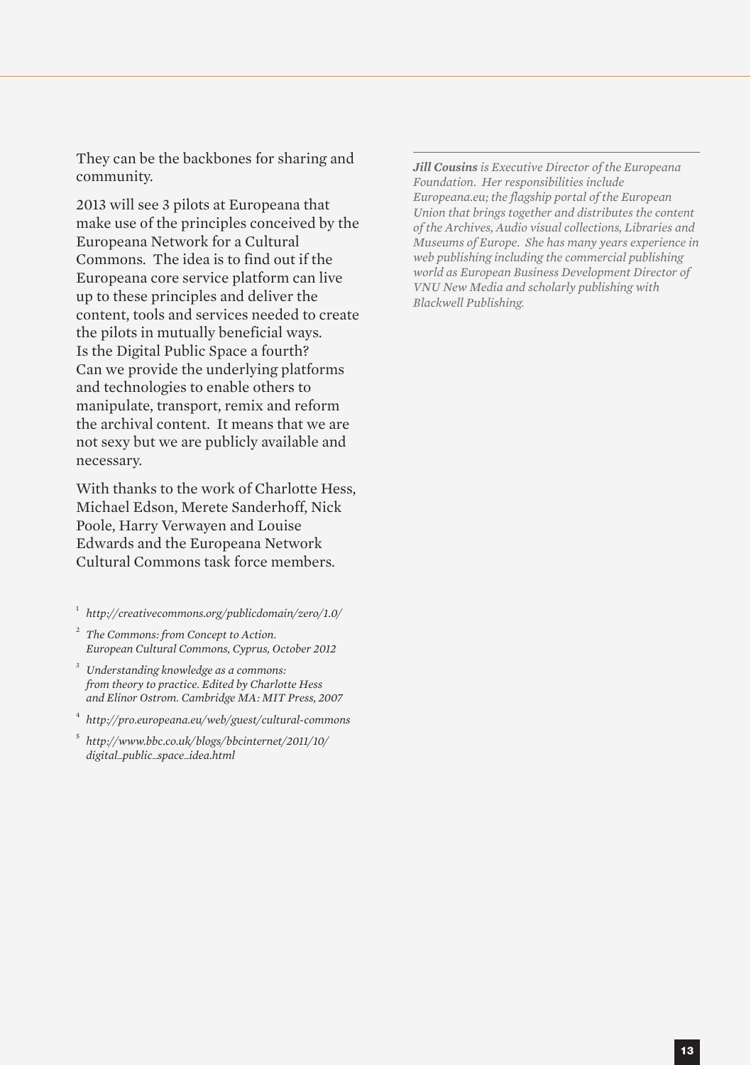They can be the backbones for sharing and community.

2013 will see 3 pilots at Europeana that make use of the principles conceived by the Europeana Network for a Cultural Commons. The idea is to find out if the Europeana core service platform can live up to these principles and deliver the content, tools and services needed to create the pilots in mutually beneficial ways. Is the Digital Public Space a fourth? Can we provide the underlying platforms and technologies to enable others to manipulate, transport, remix and reform the archival content. It means that we are not sexy but we are publicly available and necessary.

With thanks to the work of Charlotte Hess, Michael Edson, Merete Sanderhoff, Nick Poole, Harry Verwayen and Louise Edwards and the Europeana Network Cultural Commons task force members.

[1] *http://creativecommons.org/publicdomain/zero/1.0/*

[2] *The Commons: from Concept to Action. European Cultural Commons, Cyprus, October 2012*

[3] *Understanding knowledge as a commons: from theory to practice. Edited by Charlotte Hess and Elinor Ostrom. Cambridge MA: MIT Press, 2007*

[4] *http://pro.europeana.eu/web/guest/cultural-commons*

[5] *http://www.bbc.co.uk/blogs/bbcinternet/2011/10/digital_public_space_idea.html*

***Jill Cousins** is Executive Director of the Europeana Foundation. Her responsibilities include Europeana.eu; the flagship portal of the European Union that brings together and distributes the content of the Archives, Audio visual collections, Libraries and Museums of Europe. She has many years experience in web publishing including the commercial publishing world as European Business Development Director of VNU New Media and scholarly publishing with Blackwell Publishing.*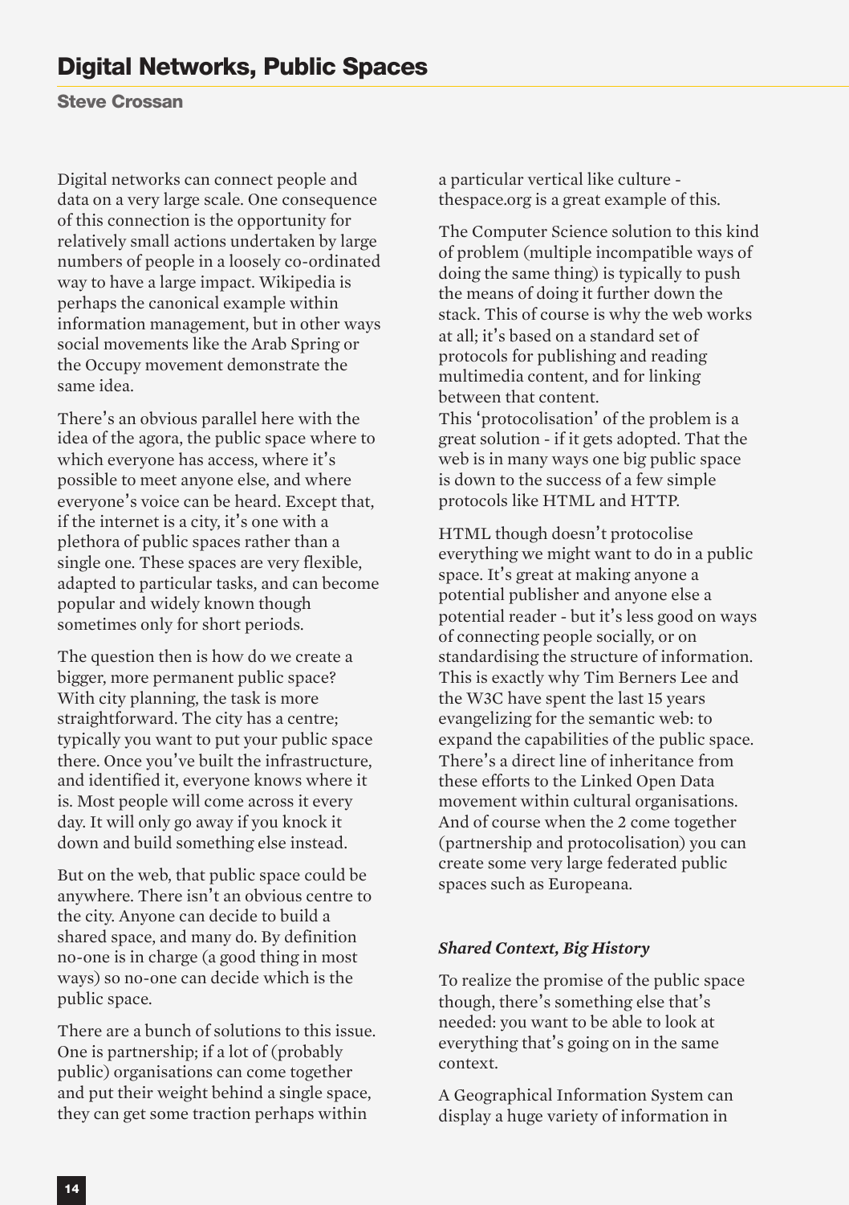# Digital Networks, Public Spaces

**Steve Crossan**

Digital networks can connect people and data on a very large scale. One consequence of this connection is the opportunity for relatively small actions undertaken by large numbers of people in a loosely co-ordinated way to have a large impact. Wikipedia is perhaps the canonical example within information management, but in other ways social movements like the Arab Spring or the Occupy movement demonstrate the same idea.

There's an obvious parallel here with the idea of the agora, the public space where to which everyone has access, where it's possible to meet anyone else, and where everyone's voice can be heard. Except that, if the internet is a city, it's one with a plethora of public spaces rather than a single one. These spaces are very flexible, adapted to particular tasks, and can become popular and widely known though sometimes only for short periods.

The question then is how do we create a bigger, more permanent public space? With city planning, the task is more straightforward. The city has a centre; typically you want to put your public space there. Once you've built the infrastructure, and identified it, everyone knows where it is. Most people will come across it every day. It will only go away if you knock it down and build something else instead.

But on the web, that public space could be anywhere. There isn't an obvious centre to the city. Anyone can decide to build a shared space, and many do. By definition no-one is in charge (a good thing in most ways) so no-one can decide which is the public space.

There are a bunch of solutions to this issue. One is partnership; if a lot of (probably public) organisations can come together and put their weight behind a single space, they can get some traction perhaps within a particular vertical like culture - thespace.org is a great example of this.

The Computer Science solution to this kind of problem (multiple incompatible ways of doing the same thing) is typically to push the means of doing it further down the stack. This of course is why the web works at all; it's based on a standard set of protocols for publishing and reading multimedia content, and for linking between that content.
This 'protocolisation' of the problem is a great solution - if it gets adopted. That the web is in many ways one big public space is down to the success of a few simple protocols like HTML and HTTP.

HTML though doesn't protocolise everything we might want to do in a public space. It's great at making anyone a potential publisher and anyone else a potential reader - but it's less good on ways of connecting people socially, or on standardising the structure of information. This is exactly why Tim Berners Lee and the W3C have spent the last 15 years evangelizing for the semantic web: to expand the capabilities of the public space. There's a direct line of inheritance from these efforts to the Linked Open Data movement within cultural organisations. And of course when the 2 come together (partnership and protocolisation) you can create some very large federated public spaces such as Europeana.

### *Shared Context, Big History*

To realize the promise of the public space though, there's something else that's needed: you want to be able to look at everything that's going on in the same context.

A Geographical Information System can display a huge variety of information in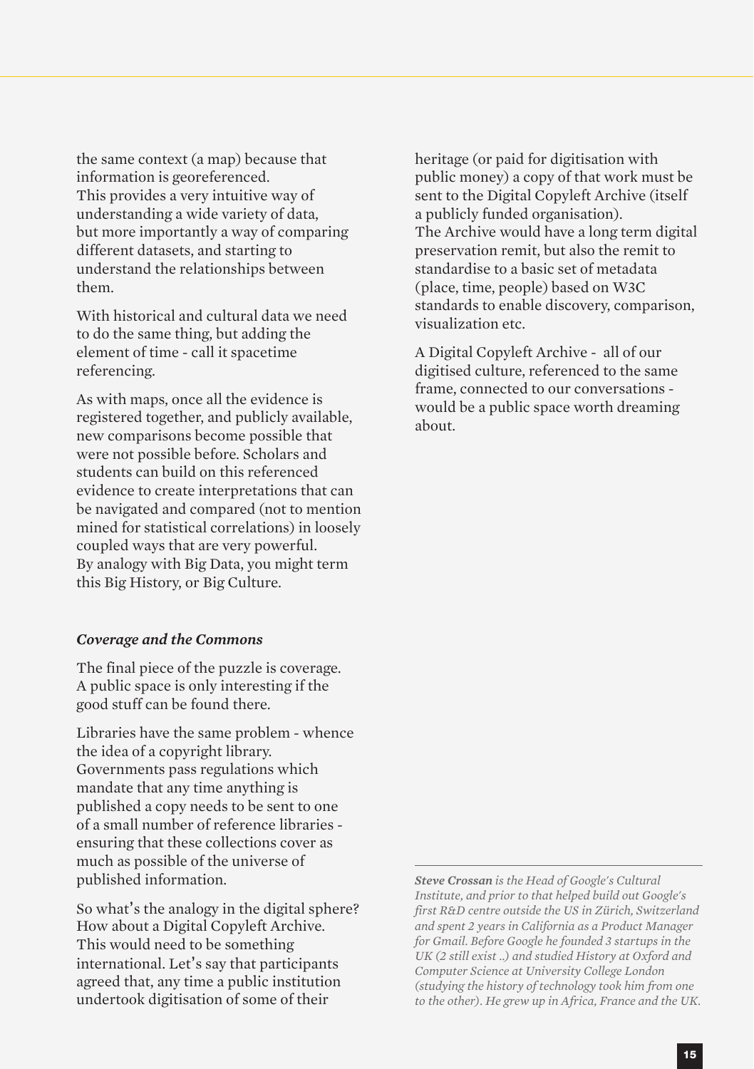the same context (a map) because that information is georeferenced. This provides a very intuitive way of understanding a wide variety of data, but more importantly a way of comparing different datasets, and starting to understand the relationships between them.

With historical and cultural data we need to do the same thing, but adding the element of time - call it spacetime referencing.

As with maps, once all the evidence is registered together, and publicly available, new comparisons become possible that were not possible before. Scholars and students can build on this referenced evidence to create interpretations that can be navigated and compared (not to mention mined for statistical correlations) in loosely coupled ways that are very powerful. By analogy with Big Data, you might term this Big History, or Big Culture.

### *Coverage and the Commons*

The final piece of the puzzle is coverage. A public space is only interesting if the good stuff can be found there.

Libraries have the same problem - whence the idea of a copyright library. Governments pass regulations which mandate that any time anything is published a copy needs to be sent to one of a small number of reference libraries - ensuring that these collections cover as much as possible of the universe of published information.

So what's the analogy in the digital sphere? How about a Digital Copyleft Archive. This would need to be something international. Let's say that participants agreed that, any time a public institution undertook digitisation of some of their heritage (or paid for digitisation with public money) a copy of that work must be sent to the Digital Copyleft Archive (itself a publicly funded organisation). The Archive would have a long term digital preservation remit, but also the remit to standardise to a basic set of metadata (place, time, people) based on W3C standards to enable discovery, comparison, visualization etc.

A Digital Copyleft Archive - all of our digitised culture, referenced to the same frame, connected to our conversations - would be a public space worth dreaming about.

---

***Steve Crossan** is the Head of Google's Cultural Institute, and prior to that helped build out Google's first R&D centre outside the US in Zürich, Switzerland and spent 2 years in California as a Product Manager for Gmail. Before Google he founded 3 startups in the UK (2 still exist ..) and studied History at Oxford and Computer Science at University College London (studying the history of technology took him from one to the other). He grew up in Africa, France and the UK.*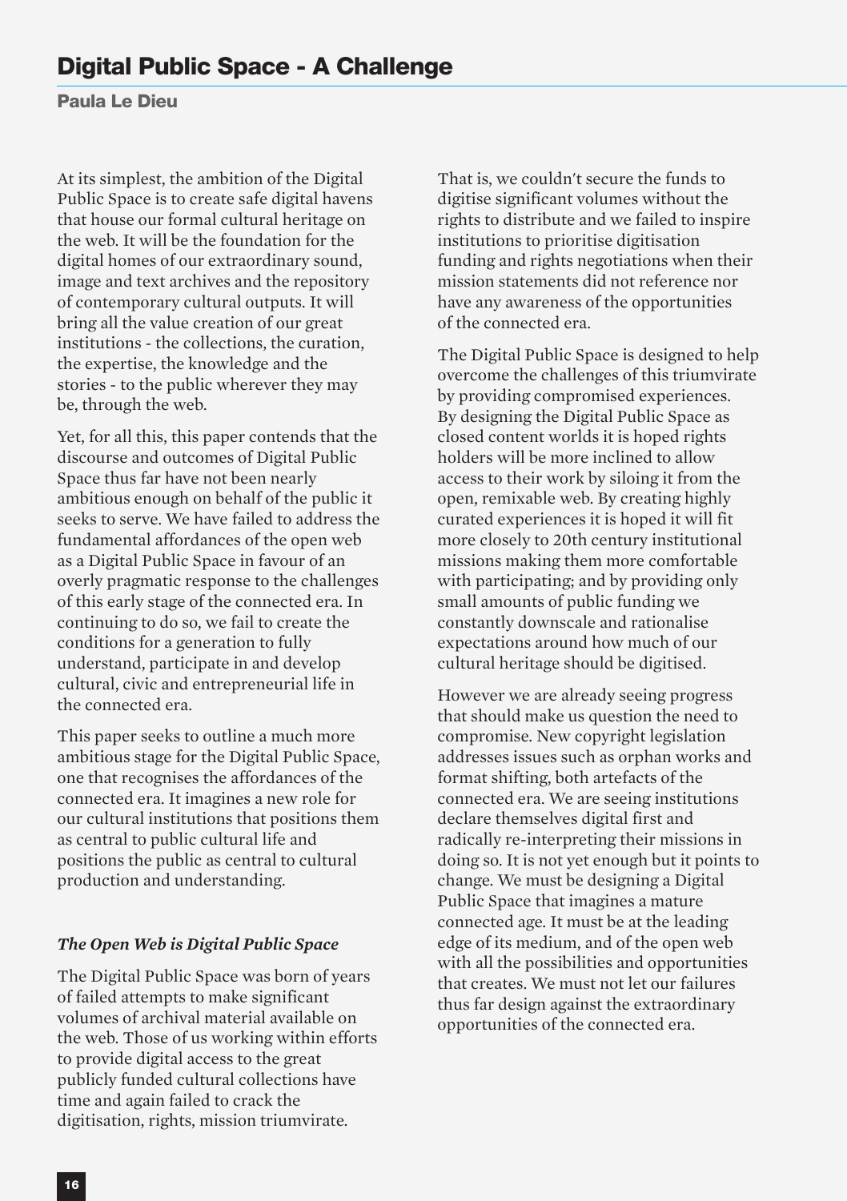# Digital Public Space - A Challenge

**Paula Le Dieu**

At its simplest, the ambition of the Digital Public Space is to create safe digital havens that house our formal cultural heritage on the web. It will be the foundation for the digital homes of our extraordinary sound, image and text archives and the repository of contemporary cultural outputs. It will bring all the value creation of our great institutions - the collections, the curation, the expertise, the knowledge and the stories - to the public wherever they may be, through the web.

Yet, for all this, this paper contends that the discourse and outcomes of Digital Public Space thus far have not been nearly ambitious enough on behalf of the public it seeks to serve. We have failed to address the fundamental affordances of the open web as a Digital Public Space in favour of an overly pragmatic response to the challenges of this early stage of the connected era. In continuing to do so, we fail to create the conditions for a generation to fully understand, participate in and develop cultural, civic and entrepreneurial life in the connected era.

This paper seeks to outline a much more ambitious stage for the Digital Public Space, one that recognises the affordances of the connected era. It imagines a new role for our cultural institutions that positions them as central to public cultural life and positions the public as central to cultural production and understanding.

### *The Open Web is Digital Public Space*

The Digital Public Space was born of years of failed attempts to make significant volumes of archival material available on the web. Those of us working within efforts to provide digital access to the great publicly funded cultural collections have time and again failed to crack the digitisation, rights, mission triumvirate.

That is, we couldn't secure the funds to digitise significant volumes without the rights to distribute and we failed to inspire institutions to prioritise digitisation funding and rights negotiations when their mission statements did not reference nor have any awareness of the opportunities of the connected era.

The Digital Public Space is designed to help overcome the challenges of this triumvirate by providing compromised experiences. By designing the Digital Public Space as closed content worlds it is hoped rights holders will be more inclined to allow access to their work by siloing it from the open, remixable web. By creating highly curated experiences it is hoped it will fit more closely to 20th century institutional missions making them more comfortable with participating; and by providing only small amounts of public funding we constantly downscale and rationalise expectations around how much of our cultural heritage should be digitised.

However we are already seeing progress that should make us question the need to compromise. New copyright legislation addresses issues such as orphan works and format shifting, both artefacts of the connected era. We are seeing institutions declare themselves digital first and radically re-interpreting their missions in doing so. It is not yet enough but it points to change. We must be designing a Digital Public Space that imagines a mature connected age. It must be at the leading edge of its medium, and of the open web with all the possibilities and opportunities that creates. We must not let our failures thus far design against the extraordinary opportunities of the connected era.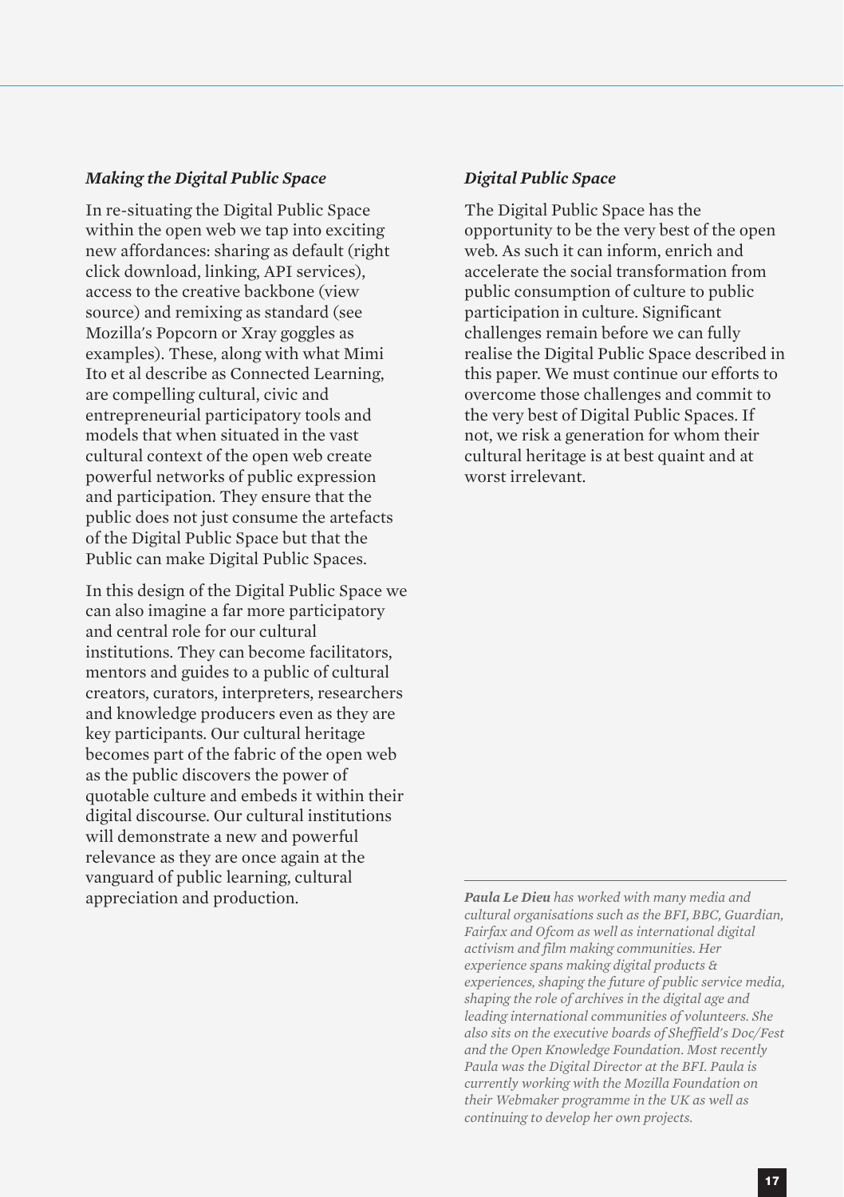### *Making the Digital Public Space*

In re-situating the Digital Public Space within the open web we tap into exciting new affordances: sharing as default (right click download, linking, API services), access to the creative backbone (view source) and remixing as standard (see Mozilla's Popcorn or Xray goggles as examples). These, along with what Mimi Ito et al describe as Connected Learning, are compelling cultural, civic and entrepreneurial participatory tools and models that when situated in the vast cultural context of the open web create powerful networks of public expression and participation. They ensure that the public does not just consume the artefacts of the Digital Public Space but that the Public can make Digital Public Spaces.

In this design of the Digital Public Space we can also imagine a far more participatory and central role for our cultural institutions. They can become facilitators, mentors and guides to a public of cultural creators, curators, interpreters, researchers and knowledge producers even as they are key participants. Our cultural heritage becomes part of the fabric of the open web as the public discovers the power of quotable culture and embeds it within their digital discourse. Our cultural institutions will demonstrate a new and powerful relevance as they are once again at the vanguard of public learning, cultural appreciation and production.

### *Digital Public Space*

The Digital Public Space has the opportunity to be the very best of the open web. As such it can inform, enrich and accelerate the social transformation from public consumption of culture to public participation in culture. Significant challenges remain before we can fully realise the Digital Public Space described in this paper. We must continue our efforts to overcome those challenges and commit to the very best of Digital Public Spaces. If not, we risk a generation for whom their cultural heritage is at best quaint and at worst irrelevant.

---

***Paula Le Dieu** has worked with many media and cultural organisations such as the BFI, BBC, Guardian, Fairfax and Ofcom as well as international digital activism and film making communities. Her experience spans making digital products & experiences, shaping the future of public service media, shaping the role of archives in the digital age and leading international communities of volunteers. She also sits on the executive boards of Sheffield's Doc/Fest and the Open Knowledge Foundation. Most recently Paula was the Digital Director at the BFI. Paula is currently working with the Mozilla Foundation on their Webmaker programme in the UK as well as continuing to develop her own projects.*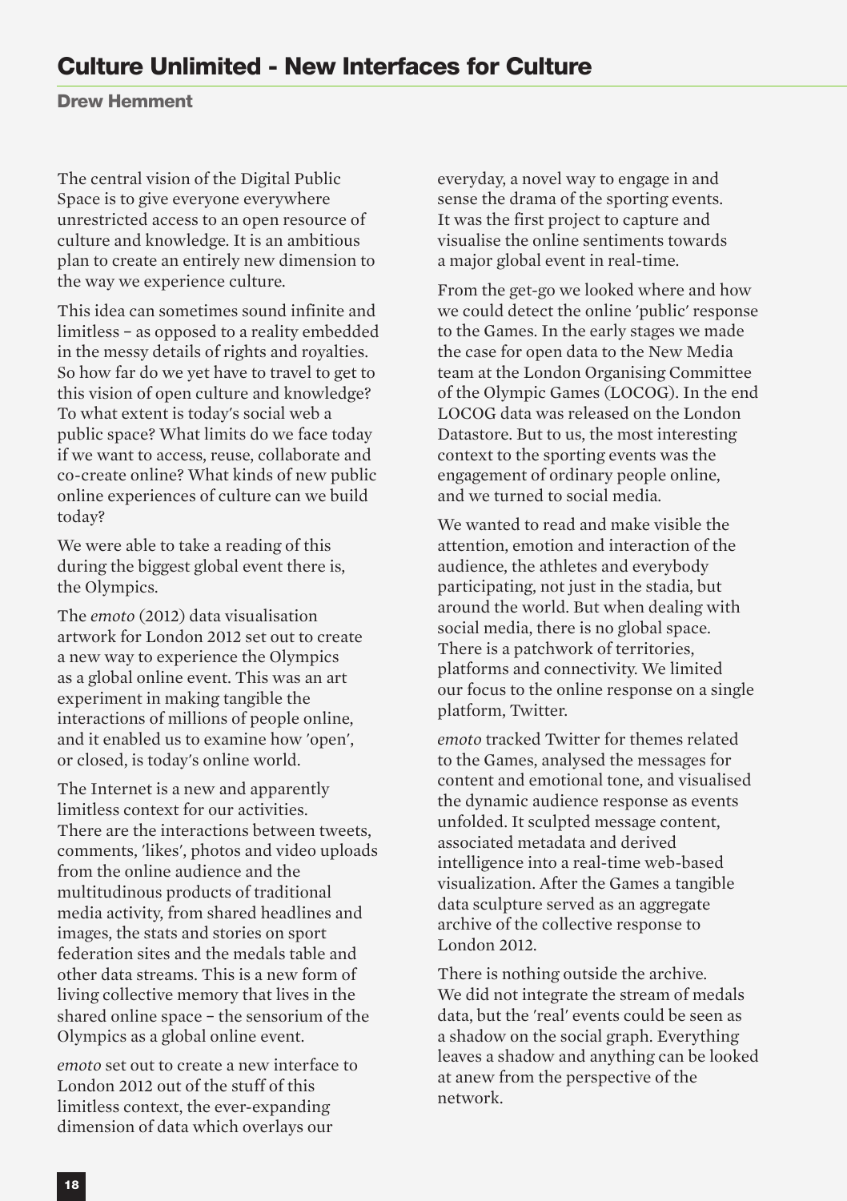# Culture Unlimited - New Interfaces for Culture

**Drew Hemment**

The central vision of the Digital Public Space is to give everyone everywhere unrestricted access to an open resource of culture and knowledge. It is an ambitious plan to create an entirely new dimension to the way we experience culture.

This idea can sometimes sound infinite and limitless – as opposed to a reality embedded in the messy details of rights and royalties. So how far do we yet have to travel to get to this vision of open culture and knowledge? To what extent is today's social web a public space? What limits do we face today if we want to access, reuse, collaborate and co-create online? What kinds of new public online experiences of culture can we build today?

We were able to take a reading of this during the biggest global event there is, the Olympics.

The *emoto* (2012) data visualisation artwork for London 2012 set out to create a new way to experience the Olympics as a global online event. This was an art experiment in making tangible the interactions of millions of people online, and it enabled us to examine how 'open', or closed, is today's online world.

The Internet is a new and apparently limitless context for our activities. There are the interactions between tweets, comments, 'likes', photos and video uploads from the online audience and the multitudinous products of traditional media activity, from shared headlines and images, the stats and stories on sport federation sites and the medals table and other data streams. This is a new form of living collective memory that lives in the shared online space – the sensorium of the Olympics as a global online event.

*emoto* set out to create a new interface to London 2012 out of the stuff of this limitless context, the ever-expanding dimension of data which overlays our everyday, a novel way to engage in and sense the drama of the sporting events. It was the first project to capture and visualise the online sentiments towards a major global event in real-time.

From the get-go we looked where and how we could detect the online 'public' response to the Games. In the early stages we made the case for open data to the New Media team at the London Organising Committee of the Olympic Games (LOCOG). In the end LOCOG data was released on the London Datastore. But to us, the most interesting context to the sporting events was the engagement of ordinary people online, and we turned to social media.

We wanted to read and make visible the attention, emotion and interaction of the audience, the athletes and everybody participating, not just in the stadia, but around the world. But when dealing with social media, there is no global space. There is a patchwork of territories, platforms and connectivity. We limited our focus to the online response on a single platform, Twitter.

*emoto* tracked Twitter for themes related to the Games, analysed the messages for content and emotional tone, and visualised the dynamic audience response as events unfolded. It sculpted message content, associated metadata and derived intelligence into a real-time web-based visualization. After the Games a tangible data sculpture served as an aggregate archive of the collective response to London 2012.

There is nothing outside the archive. We did not integrate the stream of medals data, but the 'real' events could be seen as a shadow on the social graph. Everything leaves a shadow and anything can be looked at anew from the perspective of the network.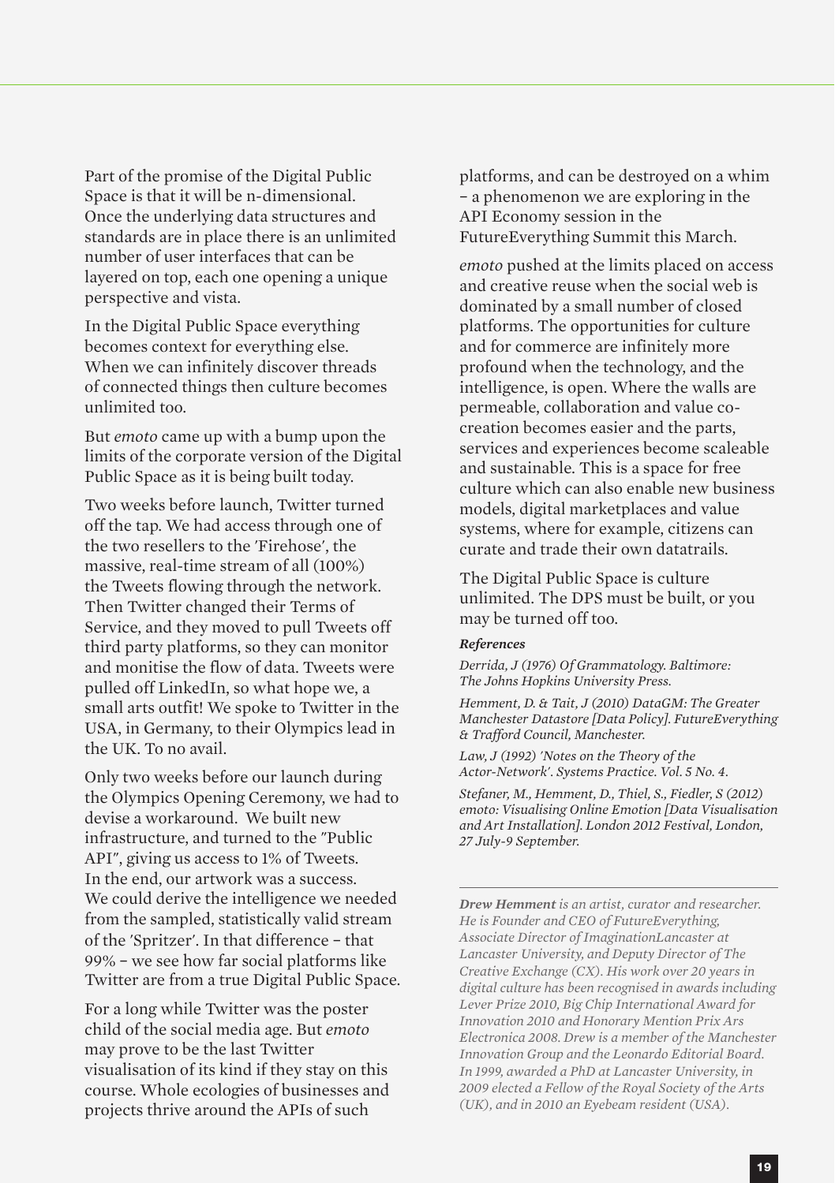Part of the promise of the Digital Public Space is that it will be n-dimensional. Once the underlying data structures and standards are in place there is an unlimited number of user interfaces that can be layered on top, each one opening a unique perspective and vista.

In the Digital Public Space everything becomes context for everything else. When we can infinitely discover threads of connected things then culture becomes unlimited too.

But *emoto* came up with a bump upon the limits of the corporate version of the Digital Public Space as it is being built today.

Two weeks before launch, Twitter turned off the tap. We had access through one of the two resellers to the 'Firehose', the massive, real-time stream of all (100%) the Tweets flowing through the network. Then Twitter changed their Terms of Service, and they moved to pull Tweets off third party platforms, so they can monitor and monitise the flow of data. Tweets were pulled off LinkedIn, so what hope we, a small arts outfit! We spoke to Twitter in the USA, in Germany, to their Olympics lead in the UK. To no avail.

Only two weeks before our launch during the Olympics Opening Ceremony, we had to devise a workaround. We built new infrastructure, and turned to the "Public API", giving us access to 1% of Tweets. In the end, our artwork was a success. We could derive the intelligence we needed from the sampled, statistically valid stream of the 'Spritzer'. In that difference – that 99% – we see how far social platforms like Twitter are from a true Digital Public Space.

For a long while Twitter was the poster child of the social media age. But *emoto* may prove to be the last Twitter visualisation of its kind if they stay on this course. Whole ecologies of businesses and projects thrive around the APIs of such platforms, and can be destroyed on a whim – a phenomenon we are exploring in the API Economy session in the FutureEverything Summit this March.

*emoto* pushed at the limits placed on access and creative reuse when the social web is dominated by a small number of closed platforms. The opportunities for culture and for commerce are infinitely more profound when the technology, and the intelligence, is open. Where the walls are permeable, collaboration and value co-creation becomes easier and the parts, services and experiences become scaleable and sustainable. This is a space for free culture which can also enable new business models, digital marketplaces and value systems, where for example, citizens can curate and trade their own datatrails.

The Digital Public Space is culture unlimited. The DPS must be built, or you may be turned off too.

***References***

*Derrida, J (1976) Of Grammatology. Baltimore: The Johns Hopkins University Press.*

*Hemment, D. & Tait, J (2010) DataGM: The Greater Manchester Datastore [Data Policy]. FutureEverything & Trafford Council, Manchester.*

*Law, J (1992) 'Notes on the Theory of the Actor-Network'. Systems Practice. Vol. 5 No. 4.*

*Stefaner, M., Hemment, D., Thiel, S., Fiedler, S (2012) emoto: Visualising Online Emotion [Data Visualisation and Art Installation]. London 2012 Festival, London, 27 July-9 September.*

---

***Drew Hemment** is an artist, curator and researcher. He is Founder and CEO of FutureEverything, Associate Director of ImaginationLancaster at Lancaster University, and Deputy Director of The Creative Exchange (CX). His work over 20 years in digital culture has been recognised in awards including Lever Prize 2010, Big Chip International Award for Innovation 2010 and Honorary Mention Prix Ars Electronica 2008. Drew is a member of the Manchester Innovation Group and the Leonardo Editorial Board. In 1999, awarded a PhD at Lancaster University, in 2009 elected a Fellow of the Royal Society of the Arts (UK), and in 2010 an Eyebeam resident (USA).*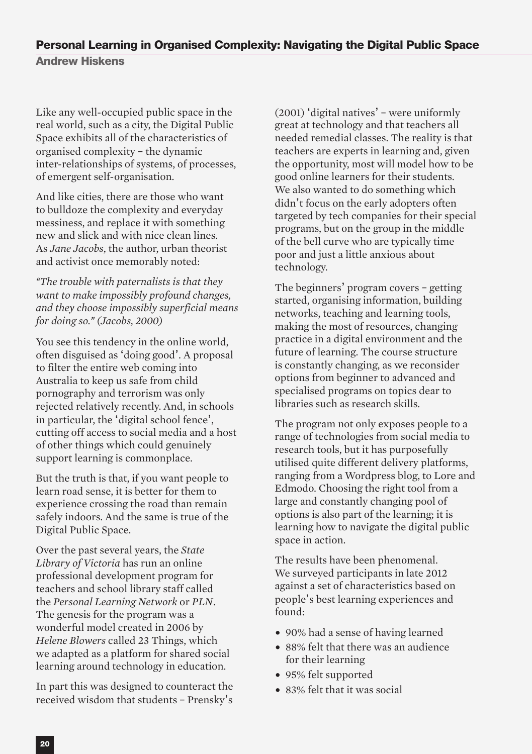## Personal Learning in Organised Complexity: Navigating the Digital Public Space

**Andrew Hiskens**

Like any well-occupied public space in the real world, such as a city, the Digital Public Space exhibits all of the characteristics of organised complexity – the dynamic inter-relationships of systems, of processes, of emergent self-organisation.

And like cities, there are those who want to bulldoze the complexity and everyday messiness, and replace it with something new and slick and with nice clean lines. As *Jane Jacobs*, the author, urban theorist and activist once memorably noted:

*"The trouble with paternalists is that they want to make impossibly profound changes, and they choose impossibly superficial means for doing so." (Jacobs, 2000)*

You see this tendency in the online world, often disguised as 'doing good'. A proposal to filter the entire web coming into Australia to keep us safe from child pornography and terrorism was only rejected relatively recently. And, in schools in particular, the 'digital school fence', cutting off access to social media and a host of other things which could genuinely support learning is commonplace.

But the truth is that, if you want people to learn road sense, it is better for them to experience crossing the road than remain safely indoors. And the same is true of the Digital Public Space.

Over the past several years, the *State Library of Victoria* has run an online professional development program for teachers and school library staff called the *Personal Learning Network* or *PLN*. The genesis for the program was a wonderful model created in 2006 by *Helene Blowers* called 23 Things, which we adapted as a platform for shared social learning around technology in education.

In part this was designed to counteract the received wisdom that students – Prensky's (2001) 'digital natives' – were uniformly great at technology and that teachers all needed remedial classes. The reality is that teachers are experts in learning and, given the opportunity, most will model how to be good online learners for their students. We also wanted to do something which didn't focus on the early adopters often targeted by tech companies for their special programs, but on the group in the middle of the bell curve who are typically time poor and just a little anxious about technology.

The beginners' program covers – getting started, organising information, building networks, teaching and learning tools, making the most of resources, changing practice in a digital environment and the future of learning. The course structure is constantly changing, as we reconsider options from beginner to advanced and specialised programs on topics dear to libraries such as research skills.

The program not only exposes people to a range of technologies from social media to research tools, but it has purposefully utilised quite different delivery platforms, ranging from a Wordpress blog, to Lore and Edmodo. Choosing the right tool from a large and constantly changing pool of options is also part of the learning; it is learning how to navigate the digital public space in action.

The results have been phenomenal. We surveyed participants in late 2012 against a set of characteristics based on people's best learning experiences and found:

- 90% had a sense of having learned
- 88% felt that there was an audience for their learning
- 95% felt supported
- 83% felt that it was social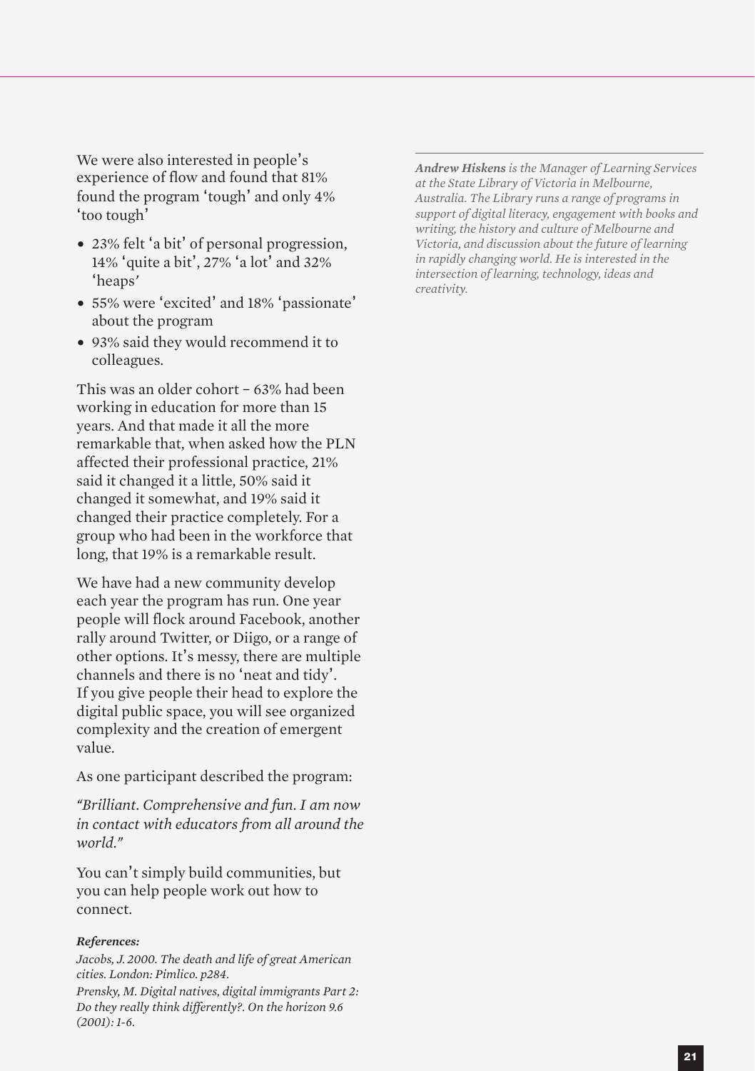We were also interested in people's experience of flow and found that 81% found the program 'tough' and only 4% 'too tough'

- 23% felt 'a bit' of personal progression, 14% 'quite a bit', 27% 'a lot' and 32% 'heaps'
- 55% were 'excited' and 18% 'passionate' about the program
- 93% said they would recommend it to colleagues.

This was an older cohort – 63% had been working in education for more than 15 years. And that made it all the more remarkable that, when asked how the PLN affected their professional practice, 21% said it changed it a little, 50% said it changed it somewhat, and 19% said it changed their practice completely. For a group who had been in the workforce that long, that 19% is a remarkable result.

We have had a new community develop each year the program has run. One year people will flock around Facebook, another rally around Twitter, or Diigo, or a range of other options. It's messy, there are multiple channels and there is no 'neat and tidy'. If you give people their head to explore the digital public space, you will see organized complexity and the creation of emergent value.

As one participant described the program:

*"Brilliant. Comprehensive and fun. I am now in contact with educators from all around the world."*

You can't simply build communities, but you can help people work out how to connect.

***References:***

*Jacobs, J. 2000. The death and life of great American cities. London: Pimlico. p284.*

*Prensky, M. Digital natives, digital immigrants Part 2: Do they really think differently?. On the horizon 9.6 (2001): 1-6.*

---

***Andrew Hiskens** is the Manager of Learning Services at the State Library of Victoria in Melbourne, Australia. The Library runs a range of programs in support of digital literacy, engagement with books and writing, the history and culture of Melbourne and Victoria, and discussion about the future of learning in rapidly changing world. He is interested in the intersection of learning, technology, ideas and creativity.*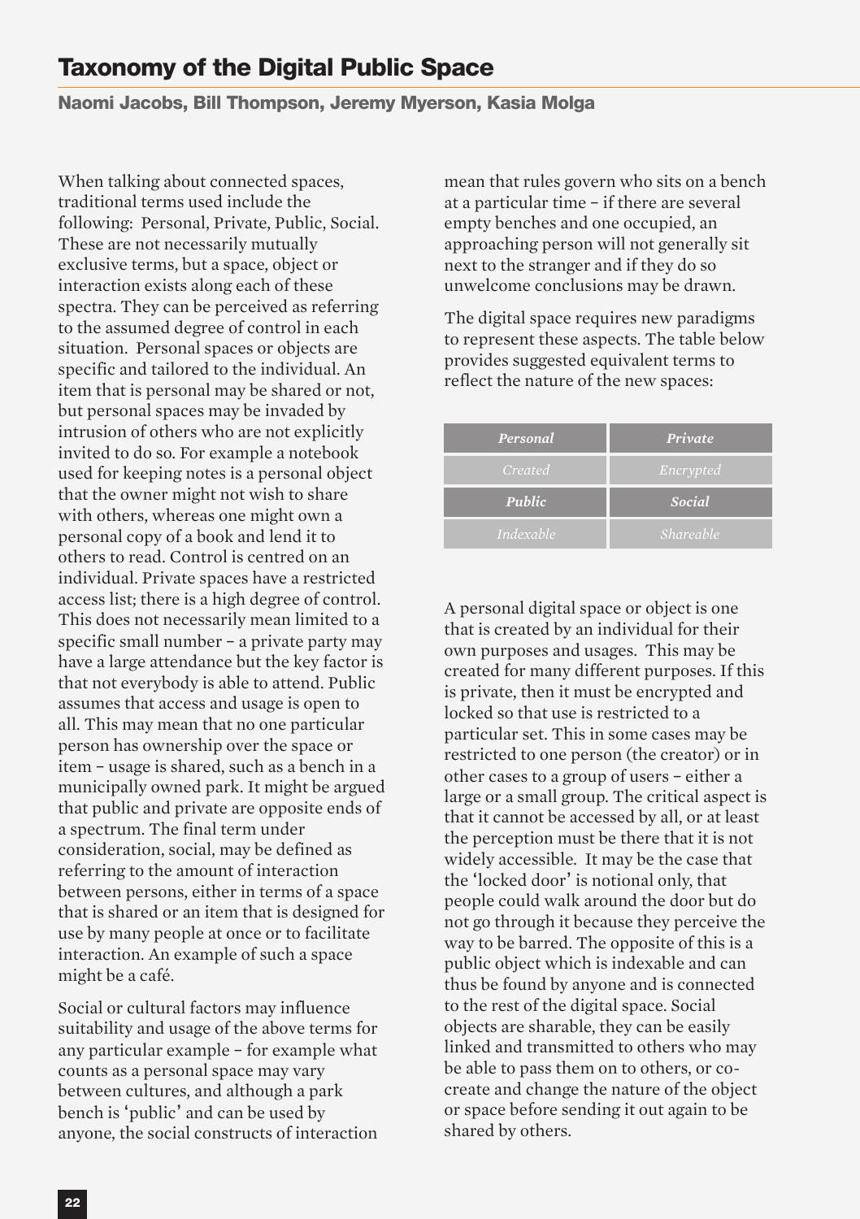# Taxonomy of the Digital Public Space

**Naomi Jacobs, Bill Thompson, Jeremy Myerson, Kasia Molga**

When talking about connected spaces, traditional terms used include the following: Personal, Private, Public, Social. These are not necessarily mutually exclusive terms, but a space, object or interaction exists along each of these spectra. They can be perceived as referring to the assumed degree of control in each situation. Personal spaces or objects are specific and tailored to the individual. An item that is personal may be shared or not, but personal spaces may be invaded by intrusion of others who are not explicitly invited to do so. For example a notebook used for keeping notes is a personal object that the owner might not wish to share with others, whereas one might own a personal copy of a book and lend it to others to read. Control is centred on an individual. Private spaces have a restricted access list; there is a high degree of control. This does not necessarily mean limited to a specific small number – a private party may have a large attendance but the key factor is that not everybody is able to attend. Public assumes that access and usage is open to all. This may mean that no one particular person has ownership over the space or item – usage is shared, such as a bench in a municipally owned park. It might be argued that public and private are opposite ends of a spectrum. The final term under consideration, social, may be defined as referring to the amount of interaction between persons, either in terms of a space that is shared or an item that is designed for use by many people at once or to facilitate interaction. An example of such a space might be a café.

Social or cultural factors may influence suitability and usage of the above terms for any particular example – for example what counts as a personal space may vary between cultures, and although a park bench is 'public' and can be used by anyone, the social constructs of interaction mean that rules govern who sits on a bench at a particular time – if there are several empty benches and one occupied, an approaching person will not generally sit next to the stranger and if they do so unwelcome conclusions may be drawn.

The digital space requires new paradigms to represent these aspects. The table below provides suggested equivalent terms to reflect the nature of the new spaces:

| ***Personal*** | ***Private*** |
|---|---|
| *Created* | *Encrypted* |
| ***Public*** | ***Social*** |
| *Indexable* | *Shareable* |

A personal digital space or object is one that is created by an individual for their own purposes and usages. This may be created for many different purposes. If this is private, then it must be encrypted and locked so that use is restricted to a particular set. This in some cases may be restricted to one person (the creator) or in other cases to a group of users – either a large or a small group. The critical aspect is that it cannot be accessed by all, or at least the perception must be there that it is not widely accessible. It may be the case that the 'locked door' is notional only, that people could walk around the door but do not go through it because they perceive the way to be barred. The opposite of this is a public object which is indexable and can thus be found by anyone and is connected to the rest of the digital space. Social objects are sharable, they can be easily linked and transmitted to others who may be able to pass them on to others, or co-create and change the nature of the object or space before sending it out again to be shared by others.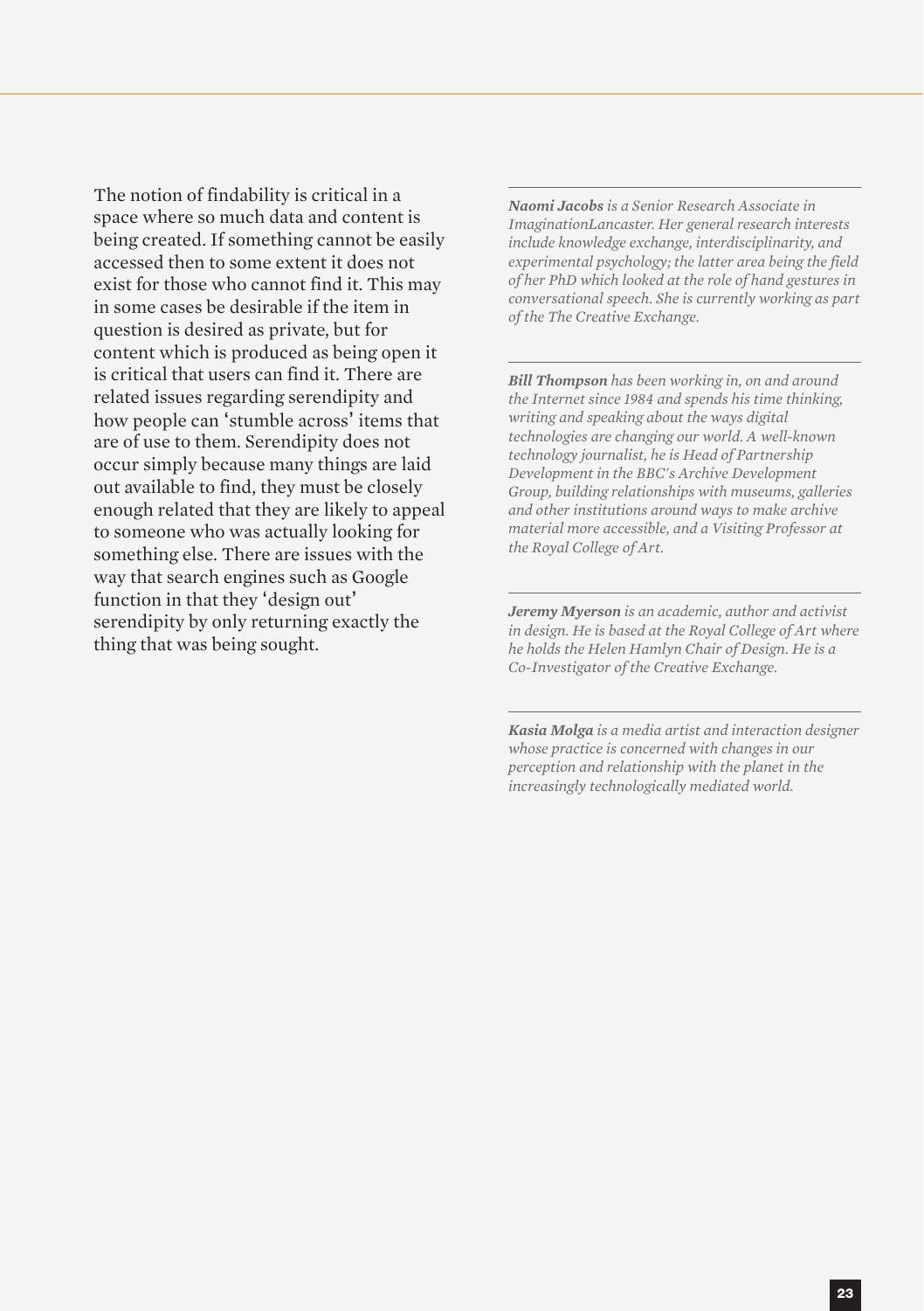The notion of findability is critical in a space where so much data and content is being created. If something cannot be easily accessed then to some extent it does not exist for those who cannot find it. This may in some cases be desirable if the item in question is desired as private, but for content which is produced as being open it is critical that users can find it. There are related issues regarding serendipity and how people can 'stumble across' items that are of use to them. Serendipity does not occur simply because many things are laid out available to find, they must be closely enough related that they are likely to appeal to someone who was actually looking for something else. There are issues with the way that search engines such as Google function in that they 'design out' serendipity by only returning exactly the thing that was being sought.

---

***Naomi Jacobs** is a Senior Research Associate in ImaginationLancaster. Her general research interests include knowledge exchange, interdisciplinarity, and experimental psychology; the latter area being the field of her PhD which looked at the role of hand gestures in conversational speech. She is currently working as part of the The Creative Exchange.*

---

***Bill Thompson** has been working in, on and around the Internet since 1984 and spends his time thinking, writing and speaking about the ways digital technologies are changing our world. A well-known technology journalist, he is Head of Partnership Development in the BBC's Archive Development Group, building relationships with museums, galleries and other institutions around ways to make archive material more accessible, and a Visiting Professor at the Royal College of Art.*

---

***Jeremy Myerson** is an academic, author and activist in design. He is based at the Royal College of Art where he holds the Helen Hamlyn Chair of Design. He is a Co-Investigator of the Creative Exchange.*

---

***Kasia Molga** is a media artist and interaction designer whose practice is concerned with changes in our perception and relationship with the planet in the increasingly technologically mediated world.*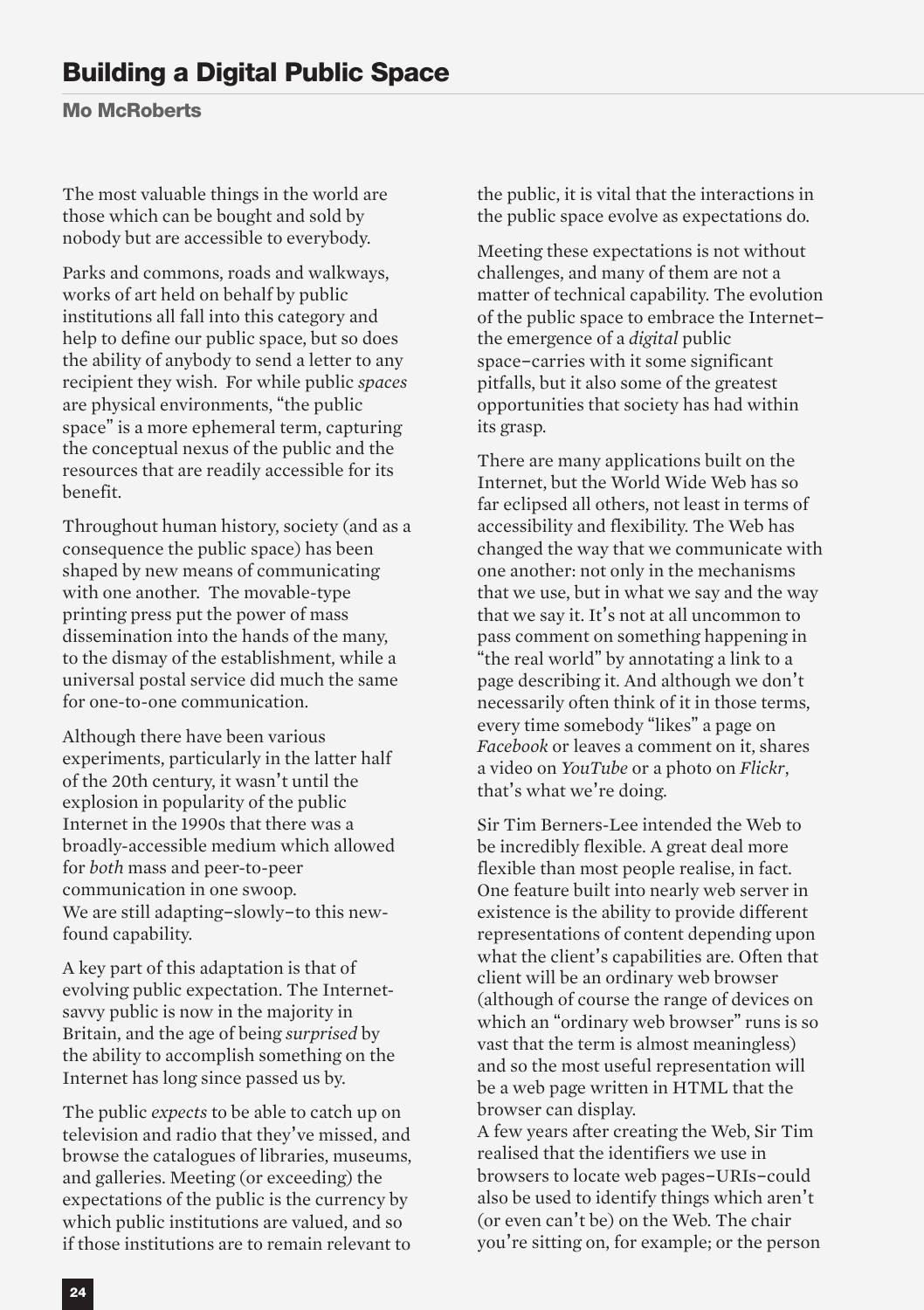# Building a Digital Public Space

**Mo McRoberts**

The most valuable things in the world are those which can be bought and sold by nobody but are accessible to everybody.

Parks and commons, roads and walkways, works of art held on behalf by public institutions all fall into this category and help to define our public space, but so does the ability of anybody to send a letter to any recipient they wish. For while public *spaces* are physical environments, "the public space" is a more ephemeral term, capturing the conceptual nexus of the public and the resources that are readily accessible for its benefit.

Throughout human history, society (and as a consequence the public space) has been shaped by new means of communicating with one another. The movable-type printing press put the power of mass dissemination into the hands of the many, to the dismay of the establishment, while a universal postal service did much the same for one-to-one communication.

Although there have been various experiments, particularly in the latter half of the 20th century, it wasn't until the explosion in popularity of the public Internet in the 1990s that there was a broadly-accessible medium which allowed for *both* mass and peer-to-peer communication in one swoop.
We are still adapting–slowly–to this new-found capability.

A key part of this adaptation is that of evolving public expectation. The Internet-savvy public is now in the majority in Britain, and the age of being *surprised* by the ability to accomplish something on the Internet has long since passed us by.

The public *expects* to be able to catch up on television and radio that they've missed, and browse the catalogues of libraries, museums, and galleries. Meeting (or exceeding) the expectations of the public is the currency by which public institutions are valued, and so if those institutions are to remain relevant to the public, it is vital that the interactions in the public space evolve as expectations do.

Meeting these expectations is not without challenges, and many of them are not a matter of technical capability. The evolution of the public space to embrace the Internet–the emergence of a *digital* public space–carries with it some significant pitfalls, but it also some of the greatest opportunities that society has had within its grasp.

There are many applications built on the Internet, but the World Wide Web has so far eclipsed all others, not least in terms of accessibility and flexibility. The Web has changed the way that we communicate with one another: not only in the mechanisms that we use, but in what we say and the way that we say it. It's not at all uncommon to pass comment on something happening in "the real world" by annotating a link to a page describing it. And although we don't necessarily often think of it in those terms, every time somebody "likes" a page on *Facebook* or leaves a comment on it, shares a video on *YouTube* or a photo on *Flickr*, that's what we're doing.

Sir Tim Berners-Lee intended the Web to be incredibly flexible. A great deal more flexible than most people realise, in fact. One feature built into nearly web server in existence is the ability to provide different representations of content depending upon what the client's capabilities are. Often that client will be an ordinary web browser (although of course the range of devices on which an "ordinary web browser" runs is so vast that the term is almost meaningless) and so the most useful representation will be a web page written in HTML that the browser can display.
A few years after creating the Web, Sir Tim realised that the identifiers we use in browsers to locate web pages–URIs–could also be used to identify things which aren't (or even can't be) on the Web. The chair you're sitting on, for example; or the person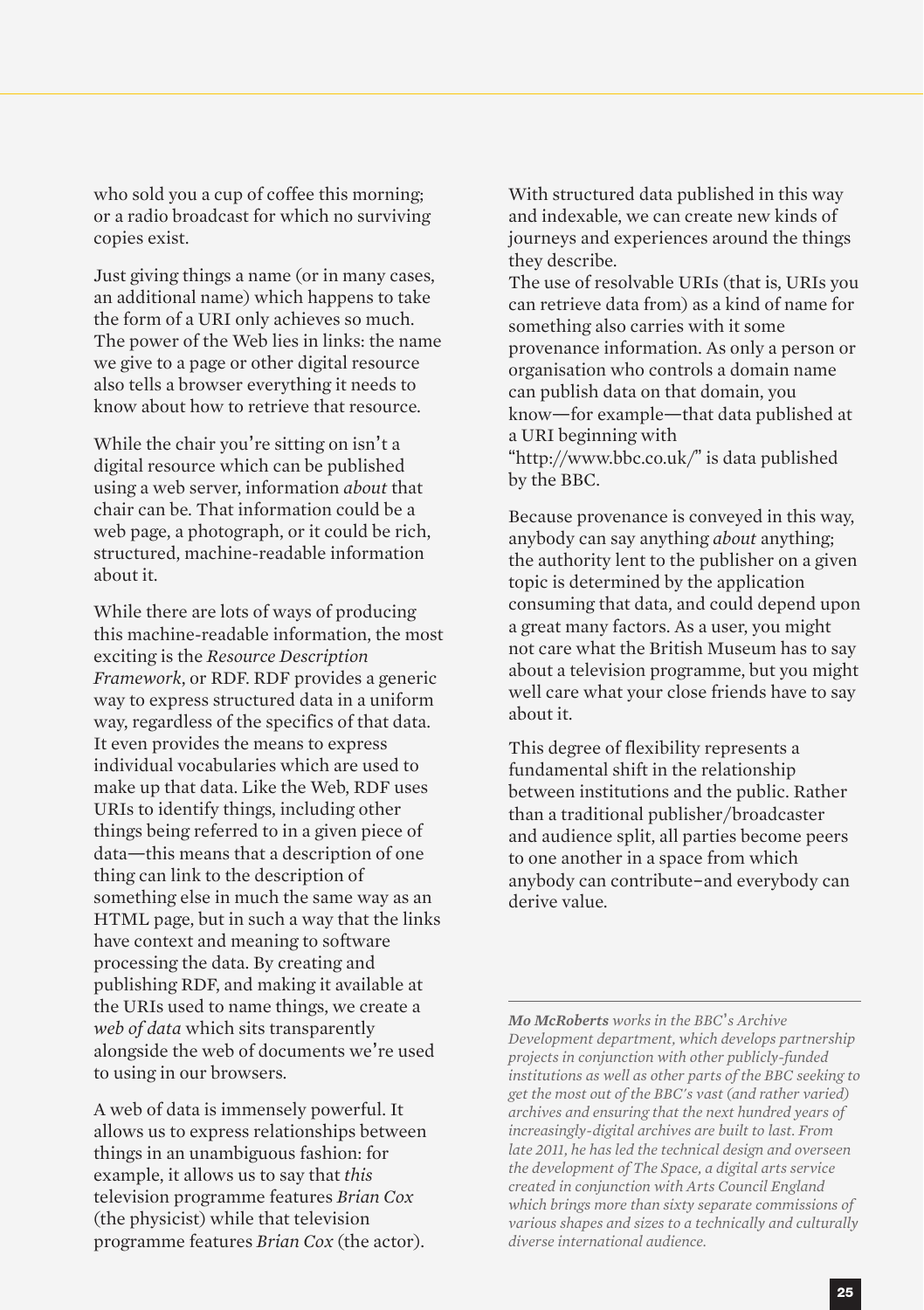who sold you a cup of coffee this morning; or a radio broadcast for which no surviving copies exist.

Just giving things a name (or in many cases, an additional name) which happens to take the form of a URI only achieves so much. The power of the Web lies in links: the name we give to a page or other digital resource also tells a browser everything it needs to know about how to retrieve that resource.

While the chair you're sitting on isn't a digital resource which can be published using a web server, information *about* that chair can be. That information could be a web page, a photograph, or it could be rich, structured, machine-readable information about it.

While there are lots of ways of producing this machine-readable information, the most exciting is the *Resource Description Framework*, or RDF. RDF provides a generic way to express structured data in a uniform way, regardless of the specifics of that data. It even provides the means to express individual vocabularies which are used to make up that data. Like the Web, RDF uses URIs to identify things, including other things being referred to in a given piece of data—this means that a description of one thing can link to the description of something else in much the same way as an HTML page, but in such a way that the links have context and meaning to software processing the data. By creating and publishing RDF, and making it available at the URIs used to name things, we create a *web of data* which sits transparently alongside the web of documents we're used to using in our browsers.

A web of data is immensely powerful. It allows us to express relationships between things in an unambiguous fashion: for example, it allows us to say that *this* television programme features *Brian Cox* (the physicist) while that television programme features *Brian Cox* (the actor).

With structured data published in this way and indexable, we can create new kinds of journeys and experiences around the things they describe.

The use of resolvable URIs (that is, URIs you can retrieve data from) as a kind of name for something also carries with it some provenance information. As only a person or organisation who controls a domain name can publish data on that domain, you know—for example—that data published at a URI beginning with "http://www.bbc.co.uk/" is data published by the BBC.

Because provenance is conveyed in this way, anybody can say anything *about* anything; the authority lent to the publisher on a given topic is determined by the application consuming that data, and could depend upon a great many factors. As a user, you might not care what the British Museum has to say about a television programme, but you might well care what your close friends have to say about it.

This degree of flexibility represents a fundamental shift in the relationship between institutions and the public. Rather than a traditional publisher/broadcaster and audience split, all parties become peers to one another in a space from which anybody can contribute–and everybody can derive value.

---

***Mo McRoberts** works in the BBC's Archive Development department, which develops partnership projects in conjunction with other publicly-funded institutions as well as other parts of the BBC seeking to get the most out of the BBC's vast (and rather varied) archives and ensuring that the next hundred years of increasingly-digital archives are built to last. From late 2011, he has led the technical design and overseen the development of The Space, a digital arts service created in conjunction with Arts Council England which brings more than sixty separate commissions of various shapes and sizes to a technically and culturally diverse international audience.*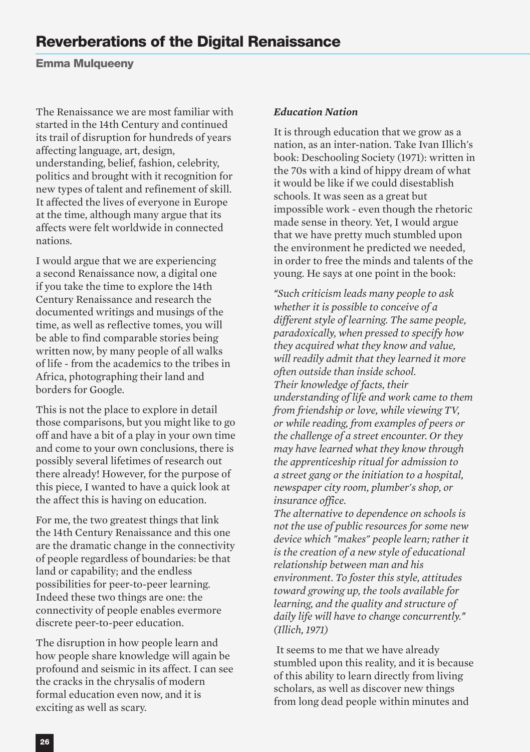## Reverberations of the Digital Renaissance

**Emma Mulqueeny**

The Renaissance we are most familiar with started in the 14th Century and continued its trail of disruption for hundreds of years affecting language, art, design, understanding, belief, fashion, celebrity, politics and brought with it recognition for new types of talent and refinement of skill. It affected the lives of everyone in Europe at the time, although many argue that its affects were felt worldwide in connected nations.

I would argue that we are experiencing a second Renaissance now, a digital one if you take the time to explore the 14th Century Renaissance and research the documented writings and musings of the time, as well as reflective tomes, you will be able to find comparable stories being written now, by many people of all walks of life - from the academics to the tribes in Africa, photographing their land and borders for Google.

This is not the place to explore in detail those comparisons, but you might like to go off and have a bit of a play in your own time and come to your own conclusions, there is possibly several lifetimes of research out there already! However, for the purpose of this piece, I wanted to have a quick look at the affect this is having on education.

For me, the two greatest things that link the 14th Century Renaissance and this one are the dramatic change in the connectivity of people regardless of boundaries: be that land or capability; and the endless possibilities for peer-to-peer learning. Indeed these two things are one: the connectivity of people enables evermore discrete peer-to-peer education.

The disruption in how people learn and how people share knowledge will again be profound and seismic in its affect. I can see the cracks in the chrysalis of modern formal education even now, and it is exciting as well as scary.

### *Education Nation*

It is through education that we grow as a nation, as an inter-nation. Take Ivan Illich's book: Deschooling Society (1971): written in the 70s with a kind of hippy dream of what it would be like if we could disestablish schools. It was seen as a great but impossible work - even though the rhetoric made sense in theory. Yet, I would argue that we have pretty much stumbled upon the environment he predicted we needed, in order to free the minds and talents of the young. He says at one point in the book:

*"Such criticism leads many people to ask whether it is possible to conceive of a different style of learning. The same people, paradoxically, when pressed to specify how they acquired what they know and value, will readily admit that they learned it more often outside than inside school.*
*Their knowledge of facts, their understanding of life and work came to them from friendship or love, while viewing TV, or while reading, from examples of peers or the challenge of a street encounter. Or they may have learned what they know through the apprenticeship ritual for admission to a street gang or the initiation to a hospital, newspaper city room, plumber's shop, or insurance office.*
*The alternative to dependence on schools is not the use of public resources for some new device which "makes" people learn; rather it is the creation of a new style of educational relationship between man and his environment. To foster this style, attitudes toward growing up, the tools available for learning, and the quality and structure of daily life will have to change concurrently." (Illich, 1971)*

It seems to me that we have already stumbled upon this reality, and it is because of this ability to learn directly from living scholars, as well as discover new things from long dead people within minutes and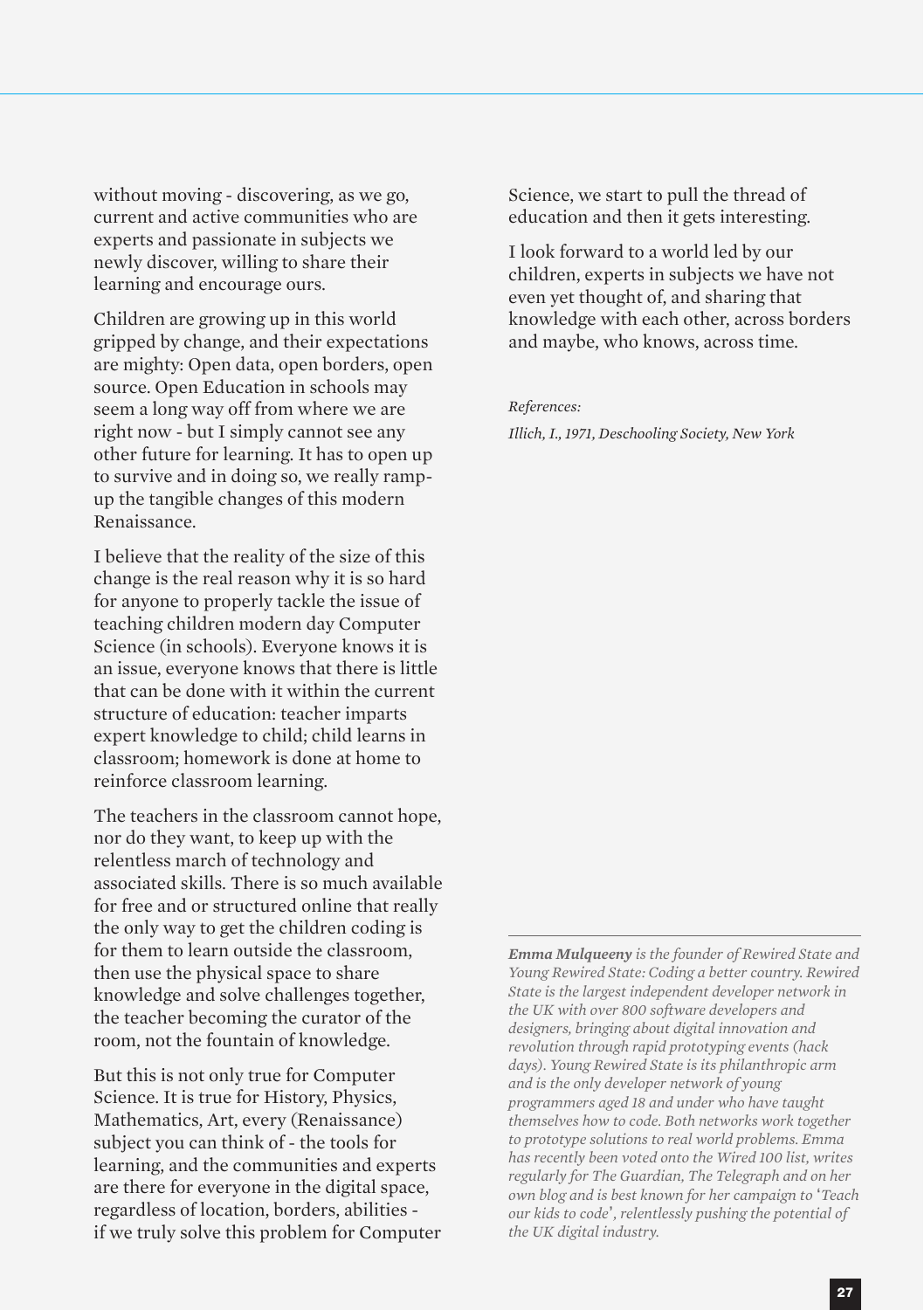without moving - discovering, as we go, current and active communities who are experts and passionate in subjects we newly discover, willing to share their learning and encourage ours.

Children are growing up in this world gripped by change, and their expectations are mighty: Open data, open borders, open source. Open Education in schools may seem a long way off from where we are right now - but I simply cannot see any other future for learning. It has to open up to survive and in doing so, we really ramp-up the tangible changes of this modern Renaissance.

I believe that the reality of the size of this change is the real reason why it is so hard for anyone to properly tackle the issue of teaching children modern day Computer Science (in schools). Everyone knows it is an issue, everyone knows that there is little that can be done with it within the current structure of education: teacher imparts expert knowledge to child; child learns in classroom; homework is done at home to reinforce classroom learning.

The teachers in the classroom cannot hope, nor do they want, to keep up with the relentless march of technology and associated skills. There is so much available for free and or structured online that really the only way to get the children coding is for them to learn outside the classroom, then use the physical space to share knowledge and solve challenges together, the teacher becoming the curator of the room, not the fountain of knowledge.

But this is not only true for Computer Science. It is true for History, Physics, Mathematics, Art, every (Renaissance) subject you can think of - the tools for learning, and the communities and experts are there for everyone in the digital space, regardless of location, borders, abilities - if we truly solve this problem for Computer Science, we start to pull the thread of education and then it gets interesting.

I look forward to a world led by our children, experts in subjects we have not even yet thought of, and sharing that knowledge with each other, across borders and maybe, who knows, across time.

*References:*

*Illich, I., 1971, Deschooling Society, New York*

---

***Emma Mulqueeny** is the founder of Rewired State and Young Rewired State: Coding a better country. Rewired State is the largest independent developer network in the UK with over 800 software developers and designers, bringing about digital innovation and revolution through rapid prototyping events (hack days). Young Rewired State is its philanthropic arm and is the only developer network of young programmers aged 18 and under who have taught themselves how to code. Both networks work together to prototype solutions to real world problems. Emma has recently been voted onto the Wired 100 list, writes regularly for The Guardian, The Telegraph and on her own blog and is best known for her campaign to 'Teach our kids to code', relentlessly pushing the potential of the UK digital industry.*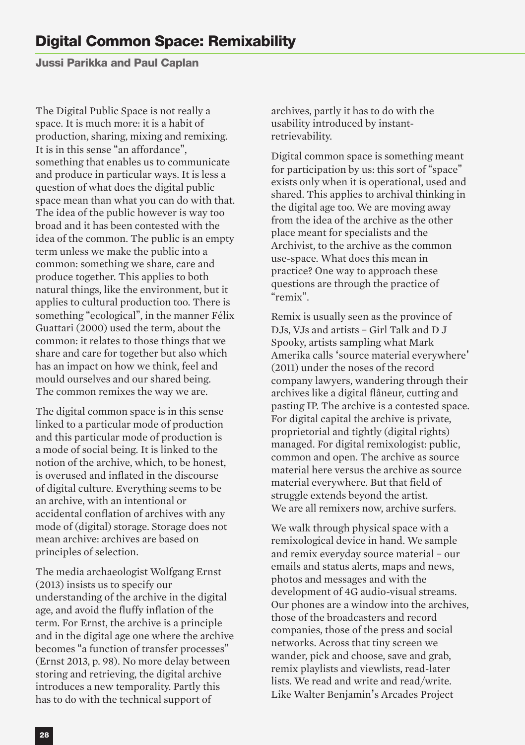## Digital Common Space: Remixability

**Jussi Parikka and Paul Caplan**

The Digital Public Space is not really a space. It is much more: it is a habit of production, sharing, mixing and remixing. It is in this sense "an affordance", something that enables us to communicate and produce in particular ways. It is less a question of what does the digital public space mean than what you can do with that. The idea of the public however is way too broad and it has been contested with the idea of the common. The public is an empty term unless we make the public into a common: something we share, care and produce together. This applies to both natural things, like the environment, but it applies to cultural production too. There is something "ecological", in the manner Félix Guattari (2000) used the term, about the common: it relates to those things that we share and care for together but also which has an impact on how we think, feel and mould ourselves and our shared being. The common remixes the way we are.

The digital common space is in this sense linked to a particular mode of production and this particular mode of production is a mode of social being. It is linked to the notion of the archive, which, to be honest, is overused and inflated in the discourse of digital culture. Everything seems to be an archive, with an intentional or accidental conflation of archives with any mode of (digital) storage. Storage does not mean archive: archives are based on principles of selection.

The media archaeologist Wolfgang Ernst (2013) insists us to specify our understanding of the archive in the digital age, and avoid the fluffy inflation of the term. For Ernst, the archive is a principle and in the digital age one where the archive becomes "a function of transfer processes" (Ernst 2013, p. 98). No more delay between storing and retrieving, the digital archive introduces a new temporality. Partly this has to do with the technical support of archives, partly it has to do with the usability introduced by instant-retrievability.

Digital common space is something meant for participation by us: this sort of "space" exists only when it is operational, used and shared. This applies to archival thinking in the digital age too. We are moving away from the idea of the archive as the other place meant for specialists and the Archivist, to the archive as the common use-space. What does this mean in practice? One way to approach these questions are through the practice of "remix".

Remix is usually seen as the province of DJs, VJs and artists – Girl Talk and D J Spooky, artists sampling what Mark Amerika calls 'source material everywhere' (2011) under the noses of the record company lawyers, wandering through their archives like a digital flâneur, cutting and pasting IP. The archive is a contested space. For digital capital the archive is private, proprietorial and tightly (digital rights) managed. For digital remixologist: public, common and open. The archive as source material here versus the archive as source material everywhere. But that field of struggle extends beyond the artist. We are all remixers now, archive surfers.

We walk through physical space with a remixological device in hand. We sample and remix everyday source material – our emails and status alerts, maps and news, photos and messages and with the development of 4G audio-visual streams. Our phones are a window into the archives, those of the broadcasters and record companies, those of the press and social networks. Across that tiny screen we wander, pick and choose, save and grab, remix playlists and viewlists, read-later lists. We read and write and read/write. Like Walter Benjamin's Arcades Project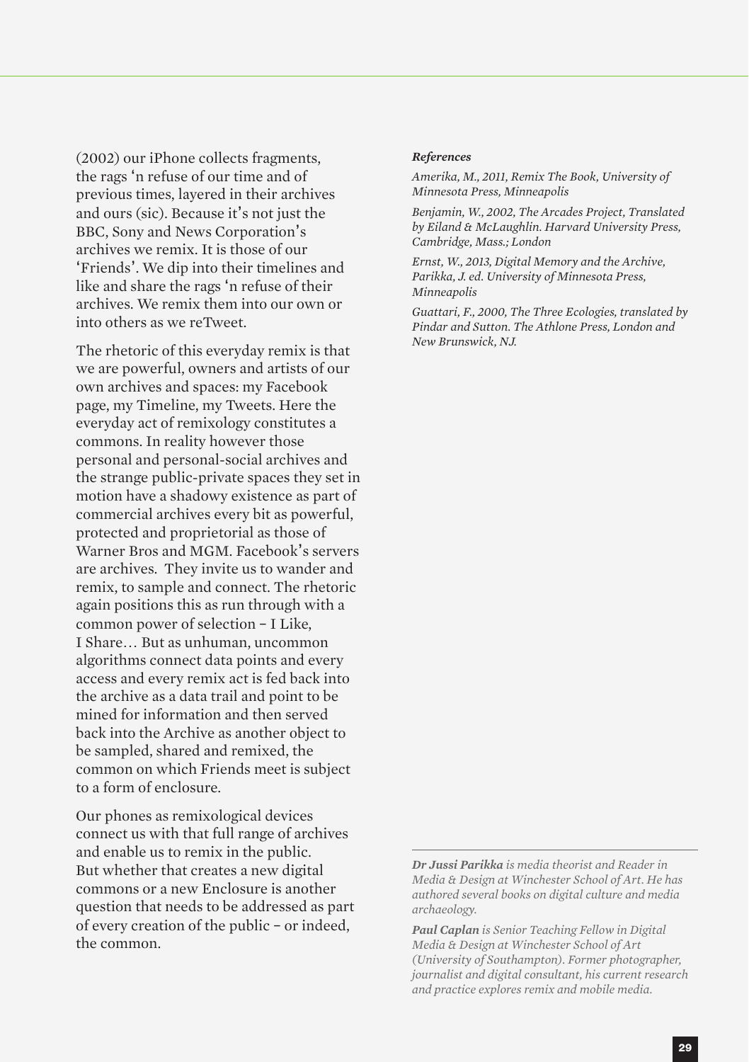(2002) our iPhone collects fragments, the rags 'n refuse of our time and of previous times, layered in their archives and ours (sic). Because it's not just the BBC, Sony and News Corporation's archives we remix. It is those of our 'Friends'. We dip into their timelines and like and share the rags 'n refuse of their archives. We remix them into our own or into others as we reTweet.

The rhetoric of this everyday remix is that we are powerful, owners and artists of our own archives and spaces: my Facebook page, my Timeline, my Tweets. Here the everyday act of remixology constitutes a commons. In reality however those personal and personal-social archives and the strange public-private spaces they set in motion have a shadowy existence as part of commercial archives every bit as powerful, protected and proprietorial as those of Warner Bros and MGM. Facebook's servers are archives. They invite us to wander and remix, to sample and connect. The rhetoric again positions this as run through with a common power of selection – I Like, I Share… But as unhuman, uncommon algorithms connect data points and every access and every remix act is fed back into the archive as a data trail and point to be mined for information and then served back into the Archive as another object to be sampled, shared and remixed, the common on which Friends meet is subject to a form of enclosure.

Our phones as remixological devices connect us with that full range of archives and enable us to remix in the public. But whether that creates a new digital commons or a new Enclosure is another question that needs to be addressed as part of every creation of the public – or indeed, the common.

***References***

*Amerika, M., 2011, Remix The Book, University of Minnesota Press, Minneapolis*

*Benjamin, W., 2002, The Arcades Project, Translated by Eiland & McLaughlin. Harvard University Press, Cambridge, Mass.; London*

*Ernst, W., 2013, Digital Memory and the Archive, Parikka, J. ed. University of Minnesota Press, Minneapolis*

*Guattari, F., 2000, The Three Ecologies, translated by Pindar and Sutton. The Athlone Press, London and New Brunswick, NJ.*

---

***Dr Jussi Parikka*** *is media theorist and Reader in Media & Design at Winchester School of Art. He has authored several books on digital culture and media archaeology.*

***Paul Caplan*** *is Senior Teaching Fellow in Digital Media & Design at Winchester School of Art (University of Southampton). Former photographer, journalist and digital consultant, his current research and practice explores remix and mobile media.*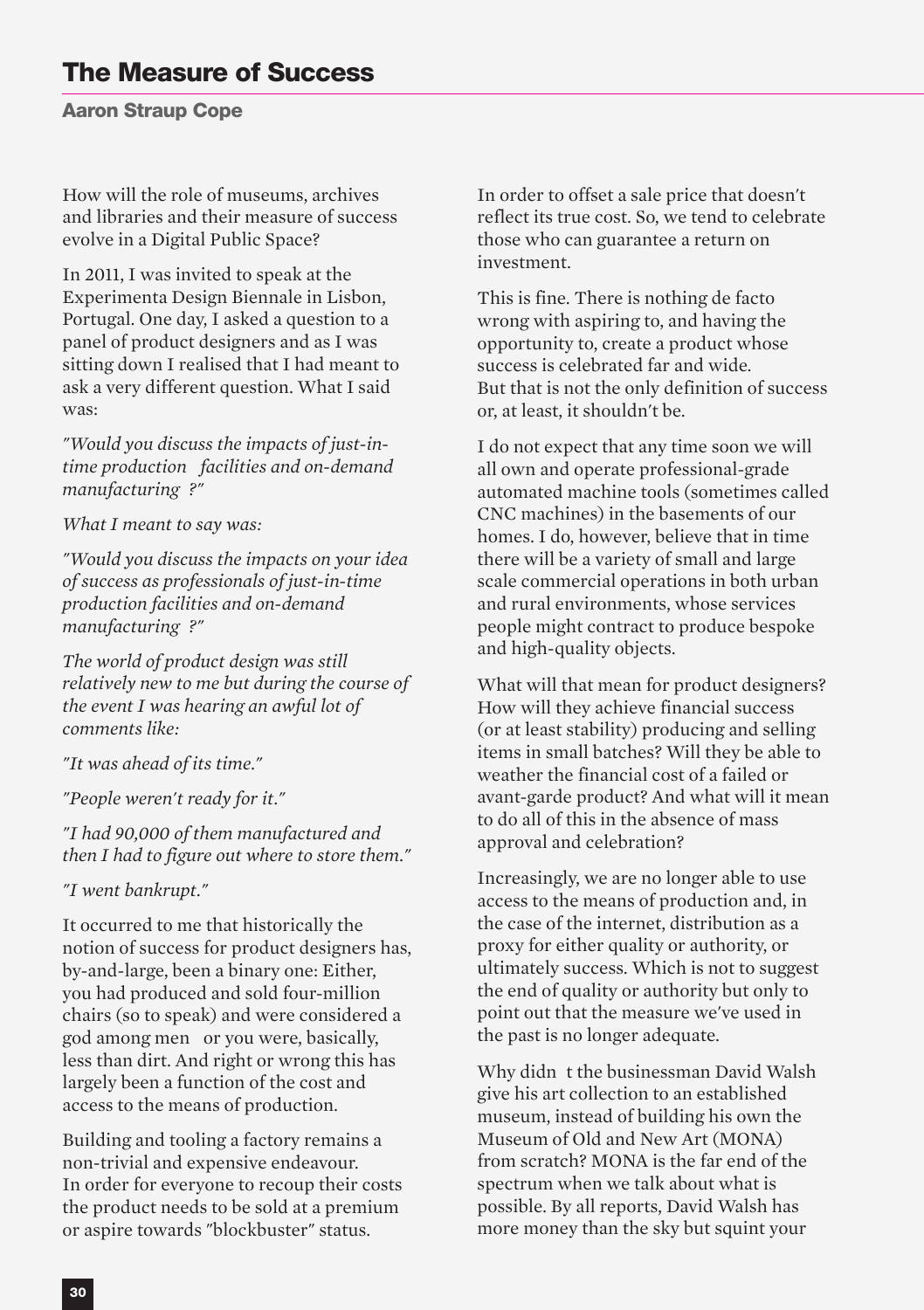# The Measure of Success

### Aaron Straup Cope

How will the role of museums, archives and libraries and their measure of success evolve in a Digital Public Space?

In 2011, I was invited to speak at the Experimenta Design Biennale in Lisbon, Portugal. One day, I asked a question to a panel of product designers and as I was sitting down I realised that I had meant to ask a very different question. What I said was:

*"Would you discuss the impacts of just-in-time production facilities and on-demand manufacturing ?"*

*What I meant to say was:*

*"Would you discuss the impacts on your idea of success as professionals of just-in-time production facilities and on-demand manufacturing ?"*

*The world of product design was still relatively new to me but during the course of the event I was hearing an awful lot of comments like:*

*"It was ahead of its time."*

*"People weren't ready for it."*

*"I had 90,000 of them manufactured and then I had to figure out where to store them."*

*"I went bankrupt."*

It occurred to me that historically the notion of success for product designers has, by-and-large, been a binary one: Either, you had produced and sold four-million chairs (so to speak) and were considered a god among men or you were, basically, less than dirt. And right or wrong this has largely been a function of the cost and access to the means of production.

Building and tooling a factory remains a non-trivial and expensive endeavour. In order for everyone to recoup their costs the product needs to be sold at a premium or aspire towards "blockbuster" status. In order to offset a sale price that doesn't reflect its true cost. So, we tend to celebrate those who can guarantee a return on investment.

This is fine. There is nothing de facto wrong with aspiring to, and having the opportunity to, create a product whose success is celebrated far and wide. But that is not the only definition of success or, at least, it shouldn't be.

I do not expect that any time soon we will all own and operate professional-grade automated machine tools (sometimes called CNC machines) in the basements of our homes. I do, however, believe that in time there will be a variety of small and large scale commercial operations in both urban and rural environments, whose services people might contract to produce bespoke and high-quality objects.

What will that mean for product designers? How will they achieve financial success (or at least stability) producing and selling items in small batches? Will they be able to weather the financial cost of a failed or avant-garde product? And what will it mean to do all of this in the absence of mass approval and celebration?

Increasingly, we are no longer able to use access to the means of production and, in the case of the internet, distribution as a proxy for either quality or authority, or ultimately success. Which is not to suggest the end of quality or authority but only to point out that the measure we've used in the past is no longer adequate.

Why didn t the businessman David Walsh give his art collection to an established museum, instead of building his own the Museum of Old and New Art (MONA) from scratch? MONA is the far end of the spectrum when we talk about what is possible. By all reports, David Walsh has more money than the sky but squint your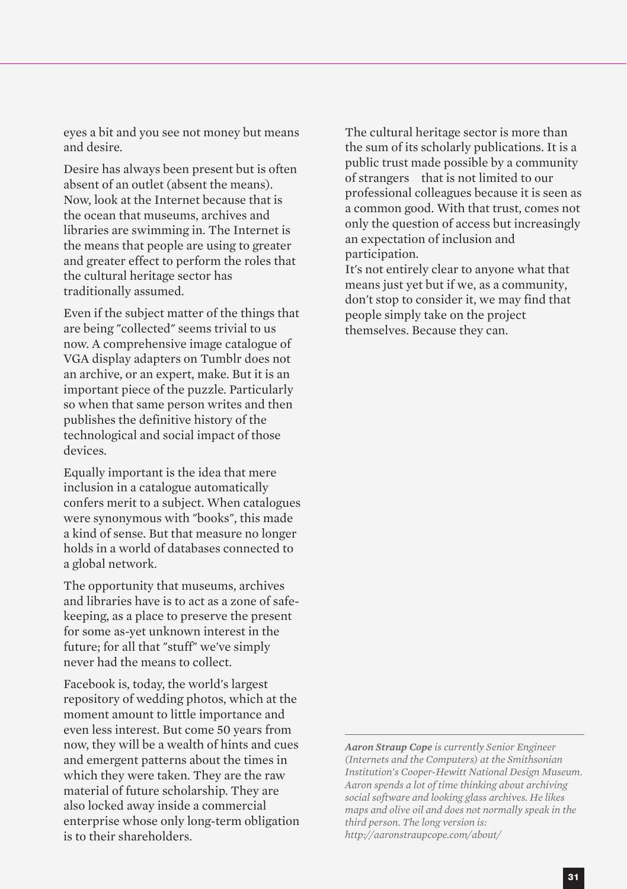eyes a bit and you see not money but means and desire.

Desire has always been present but is often absent of an outlet (absent the means). Now, look at the Internet because that is the ocean that museums, archives and libraries are swimming in. The Internet is the means that people are using to greater and greater effect to perform the roles that the cultural heritage sector has traditionally assumed.

Even if the subject matter of the things that are being "collected" seems trivial to us now. A comprehensive image catalogue of VGA display adapters on Tumblr does not an archive, or an expert, make. But it is an important piece of the puzzle. Particularly so when that same person writes and then publishes the definitive history of the technological and social impact of those devices.

Equally important is the idea that mere inclusion in a catalogue automatically confers merit to a subject. When catalogues were synonymous with "books", this made a kind of sense. But that measure no longer holds in a world of databases connected to a global network.

The opportunity that museums, archives and libraries have is to act as a zone of safe-keeping, as a place to preserve the present for some as-yet unknown interest in the future; for all that "stuff" we've simply never had the means to collect.

Facebook is, today, the world's largest repository of wedding photos, which at the moment amount to little importance and even less interest. But come 50 years from now, they will be a wealth of hints and cues and emergent patterns about the times in which they were taken. They are the raw material of future scholarship. They are also locked away inside a commercial enterprise whose only long-term obligation is to their shareholders.

The cultural heritage sector is more than the sum of its scholarly publications. It is a public trust made possible by a community of strangers that is not limited to our professional colleagues because it is seen as a common good. With that trust, comes not only the question of access but increasingly an expectation of inclusion and participation.

It's not entirely clear to anyone what that means just yet but if we, as a community, don't stop to consider it, we may find that people simply take on the project themselves. Because they can.

---

***Aaron Straup Cope** is currently Senior Engineer (Internets and the Computers) at the Smithsonian Institution's Cooper-Hewitt National Design Museum. Aaron spends a lot of time thinking about archiving social software and looking glass archives. He likes maps and olive oil and does not normally speak in the third person. The long version is: http://aaronstraupcope.com/about/*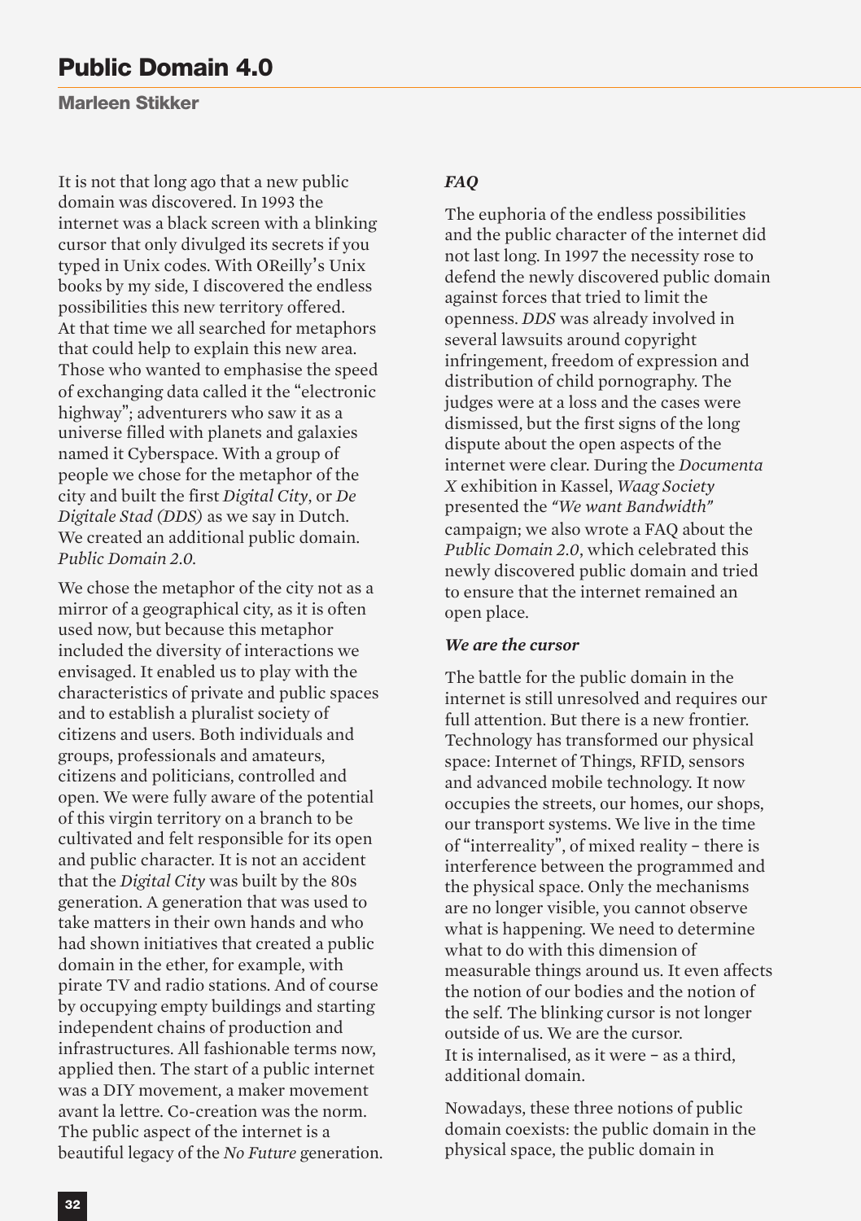# Public Domain 4.0

## Marleen Stikker

It is not that long ago that a new public domain was discovered. In 1993 the internet was a black screen with a blinking cursor that only divulged its secrets if you typed in Unix codes. With OReilly's Unix books by my side, I discovered the endless possibilities this new territory offered. At that time we all searched for metaphors that could help to explain this new area. Those who wanted to emphasise the speed of exchanging data called it the "electronic highway"; adventurers who saw it as a universe filled with planets and galaxies named it Cyberspace. With a group of people we chose for the metaphor of the city and built the first *Digital City*, or *De Digitale Stad (DDS)* as we say in Dutch. We created an additional public domain. *Public Domain 2.0*.

We chose the metaphor of the city not as a mirror of a geographical city, as it is often used now, but because this metaphor included the diversity of interactions we envisaged. It enabled us to play with the characteristics of private and public spaces and to establish a pluralist society of citizens and users. Both individuals and groups, professionals and amateurs, citizens and politicians, controlled and open. We were fully aware of the potential of this virgin territory on a branch to be cultivated and felt responsible for its open and public character. It is not an accident that the *Digital City* was built by the 80s generation. A generation that was used to take matters in their own hands and who had shown initiatives that created a public domain in the ether, for example, with pirate TV and radio stations. And of course by occupying empty buildings and starting independent chains of production and infrastructures. All fashionable terms now, applied then. The start of a public internet was a DIY movement, a maker movement avant la lettre. Co-creation was the norm. The public aspect of the internet is a beautiful legacy of the *No Future* generation.

### *FAQ*

The euphoria of the endless possibilities and the public character of the internet did not last long. In 1997 the necessity rose to defend the newly discovered public domain against forces that tried to limit the openness. *DDS* was already involved in several lawsuits around copyright infringement, freedom of expression and distribution of child pornography. The judges were at a loss and the cases were dismissed, but the first signs of the long dispute about the open aspects of the internet were clear. During the *Documenta X* exhibition in Kassel, *Waag Society* presented the *"We want Bandwidth"* campaign; we also wrote a FAQ about the *Public Domain 2.0*, which celebrated this newly discovered public domain and tried to ensure that the internet remained an open place.

### *We are the cursor*

The battle for the public domain in the internet is still unresolved and requires our full attention. But there is a new frontier. Technology has transformed our physical space: Internet of Things, RFID, sensors and advanced mobile technology. It now occupies the streets, our homes, our shops, our transport systems. We live in the time of "interreality", of mixed reality – there is interference between the programmed and the physical space. Only the mechanisms are no longer visible, you cannot observe what is happening. We need to determine what to do with this dimension of measurable things around us. It even affects the notion of our bodies and the notion of the self. The blinking cursor is not longer outside of us. We are the cursor.
It is internalised, as it were – as a third, additional domain.

Nowadays, these three notions of public domain coexists: the public domain in the physical space, the public domain in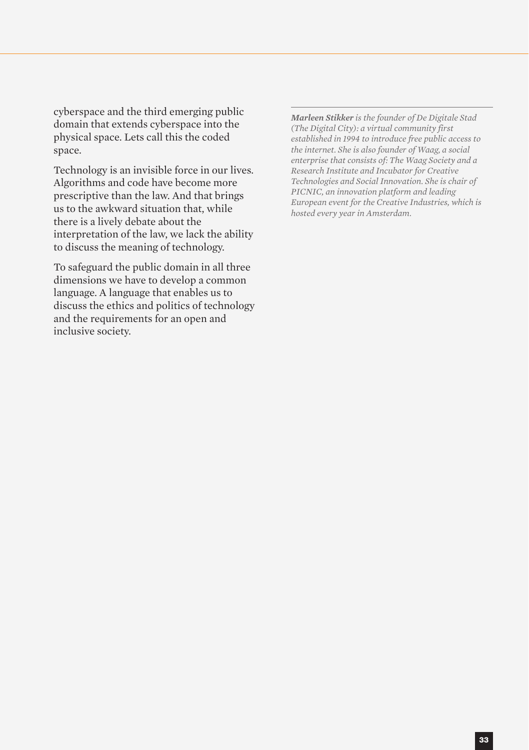cyberspace and the third emerging public domain that extends cyberspace into the physical space. Lets call this the coded space.

Technology is an invisible force in our lives. Algorithms and code have become more prescriptive than the law. And that brings us to the awkward situation that, while there is a lively debate about the interpretation of the law, we lack the ability to discuss the meaning of technology.

To safeguard the public domain in all three dimensions we have to develop a common language. A language that enables us to discuss the ethics and politics of technology and the requirements for an open and inclusive society.

---

***Marleen Stikker** is the founder of De Digitale Stad (The Digital City): a virtual community first established in 1994 to introduce free public access to the internet. She is also founder of Waag, a social enterprise that consists of: The Waag Society and a Research Institute and Incubator for Creative Technologies and Social Innovation. She is chair of PICNIC, an innovation platform and leading European event for the Creative Industries, which is hosted every year in Amsterdam.*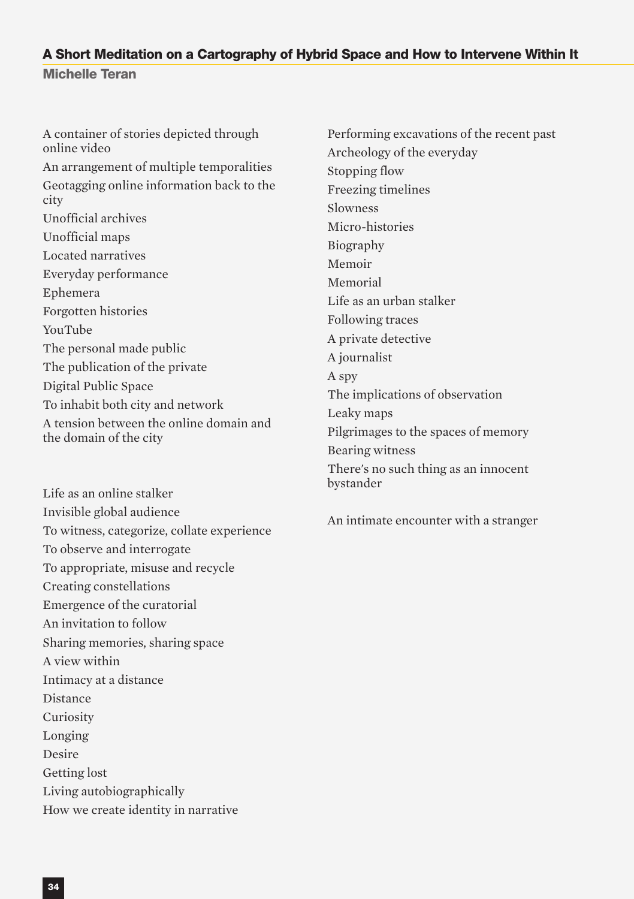## A Short Meditation on a Cartography of Hybrid Space and How to Intervene Within It

**Michelle Teran**

A container of stories depicted through online video
An arrangement of multiple temporalities
Geotagging online information back to the city
Unofficial archives
Unofficial maps
Located narratives
Everyday performance
Ephemera
Forgotten histories
YouTube
The personal made public
The publication of the private
Digital Public Space
To inhabit both city and network
A tension between the online domain and the domain of the city

Life as an online stalker
Invisible global audience
To witness, categorize, collate experience
To observe and interrogate
To appropriate, misuse and recycle
Creating constellations
Emergence of the curatorial
An invitation to follow
Sharing memories, sharing space
A view within
Intimacy at a distance
Distance
Curiosity
Longing
Desire
Getting lost
Living autobiographically
How we create identity in narrative

Performing excavations of the recent past
Archeology of the everyday
Stopping flow
Freezing timelines
Slowness
Micro-histories
Biography
Memoir
Memorial
Life as an urban stalker
Following traces
A private detective
A journalist
A spy
The implications of observation
Leaky maps
Pilgrimages to the spaces of memory
Bearing witness
There's no such thing as an innocent bystander

An intimate encounter with a stranger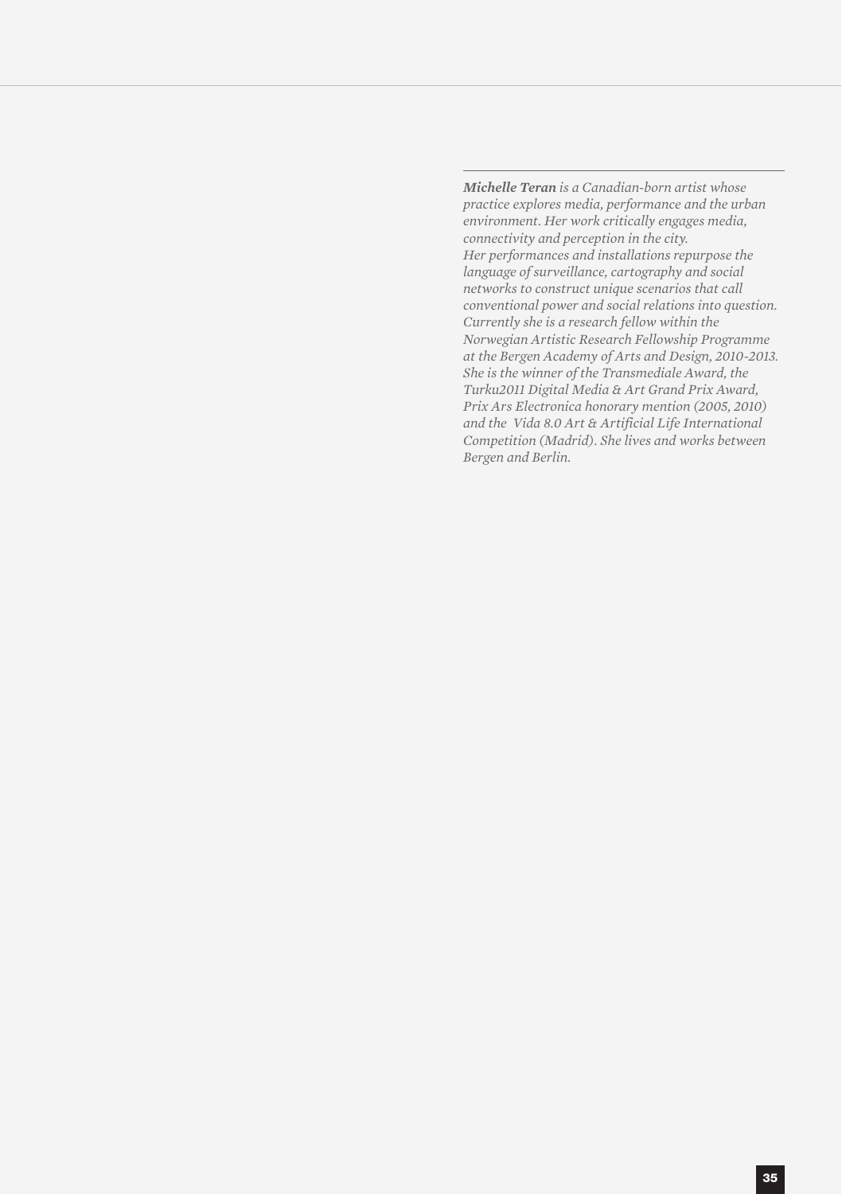***Michelle Teran*** *is a Canadian-born artist whose practice explores media, performance and the urban environment. Her work critically engages media, connectivity and perception in the city. Her performances and installations repurpose the language of surveillance, cartography and social networks to construct unique scenarios that call conventional power and social relations into question. Currently she is a research fellow within the Norwegian Artistic Research Fellowship Programme at the Bergen Academy of Arts and Design, 2010-2013. She is the winner of the Transmediale Award, the Turku2011 Digital Media & Art Grand Prix Award, Prix Ars Electronica honorary mention (2005, 2010) and the Vida 8.0 Art & Artificial Life International Competition (Madrid). She lives and works between Bergen and Berlin.*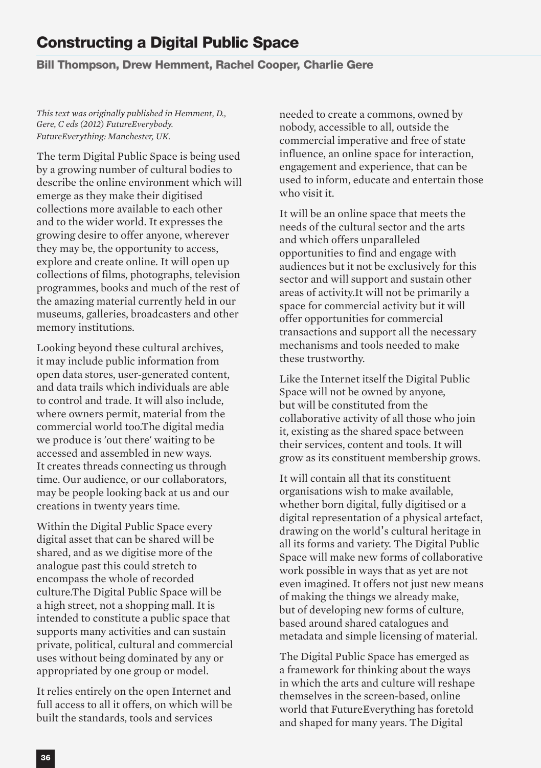# Constructing a Digital Public Space

## Bill Thompson, Drew Hemment, Rachel Cooper, Charlie Gere

*This text was originally published in Hemment, D., Gere, C eds (2012) FutureEverybody. FutureEverything: Manchester, UK.*

The term Digital Public Space is being used by a growing number of cultural bodies to describe the online environment which will emerge as they make their digitised collections more available to each other and to the wider world. It expresses the growing desire to offer anyone, wherever they may be, the opportunity to access, explore and create online. It will open up collections of films, photographs, television programmes, books and much of the rest of the amazing material currently held in our museums, galleries, broadcasters and other memory institutions.

Looking beyond these cultural archives, it may include public information from open data stores, user-generated content, and data trails which individuals are able to control and trade. It will also include, where owners permit, material from the commercial world too.The digital media we produce is 'out there' waiting to be accessed and assembled in new ways. It creates threads connecting us through time. Our audience, or our collaborators, may be people looking back at us and our creations in twenty years time.

Within the Digital Public Space every digital asset that can be shared will be shared, and as we digitise more of the analogue past this could stretch to encompass the whole of recorded culture.The Digital Public Space will be a high street, not a shopping mall. It is intended to constitute a public space that supports many activities and can sustain private, political, cultural and commercial uses without being dominated by any or appropriated by one group or model.

It relies entirely on the open Internet and full access to all it offers, on which will be built the standards, tools and services needed to create a commons, owned by nobody, accessible to all, outside the commercial imperative and free of state influence, an online space for interaction, engagement and experience, that can be used to inform, educate and entertain those who visit it.

It will be an online space that meets the needs of the cultural sector and the arts and which offers unparalleled opportunities to find and engage with audiences but it not be exclusively for this sector and will support and sustain other areas of activity.It will not be primarily a space for commercial activity but it will offer opportunities for commercial transactions and support all the necessary mechanisms and tools needed to make these trustworthy.

Like the Internet itself the Digital Public Space will not be owned by anyone, but will be constituted from the collaborative activity of all those who join it, existing as the shared space between their services, content and tools. It will grow as its constituent membership grows.

It will contain all that its constituent organisations wish to make available, whether born digital, fully digitised or a digital representation of a physical artefact, drawing on the world's cultural heritage in all its forms and variety. The Digital Public Space will make new forms of collaborative work possible in ways that as yet are not even imagined. It offers not just new means of making the things we already make, but of developing new forms of culture, based around shared catalogues and metadata and simple licensing of material.

The Digital Public Space has emerged as a framework for thinking about the ways in which the arts and culture will reshape themselves in the screen-based, online world that FutureEverything has foretold and shaped for many years. The Digital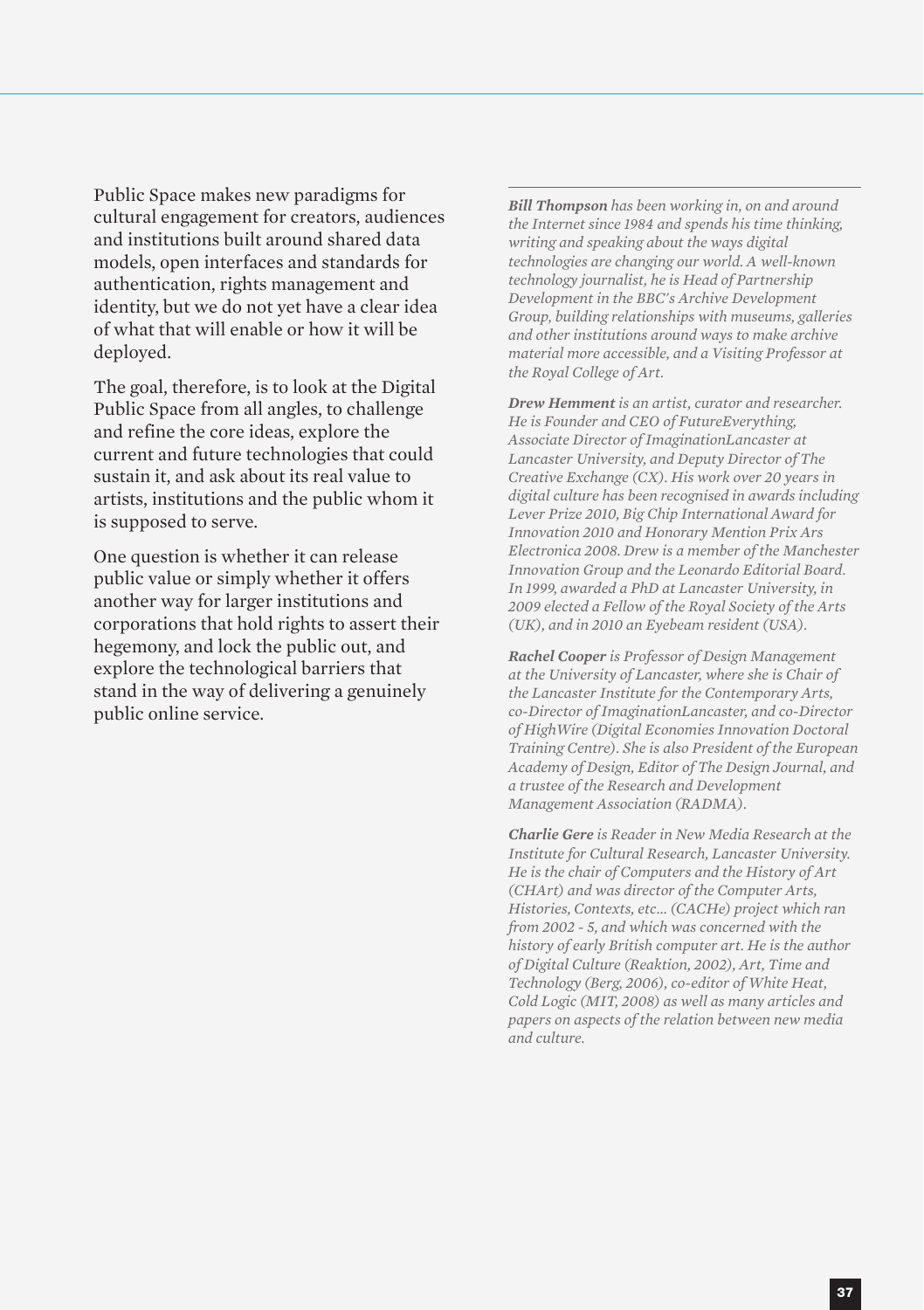Public Space makes new paradigms for cultural engagement for creators, audiences and institutions built around shared data models, open interfaces and standards for authentication, rights management and identity, but we do not yet have a clear idea of what that will enable or how it will be deployed.

The goal, therefore, is to look at the Digital Public Space from all angles, to challenge and refine the core ideas, explore the current and future technologies that could sustain it, and ask about its real value to artists, institutions and the public whom it is supposed to serve.

One question is whether it can release public value or simply whether it offers another way for larger institutions and corporations that hold rights to assert their hegemony, and lock the public out, and explore the technological barriers that stand in the way of delivering a genuinely public online service.

---

***Bill Thompson*** *has been working in, on and around the Internet since 1984 and spends his time thinking, writing and speaking about the ways digital technologies are changing our world. A well-known technology journalist, he is Head of Partnership Development in the BBC's Archive Development Group, building relationships with museums, galleries and other institutions around ways to make archive material more accessible, and a Visiting Professor at the Royal College of Art.*

***Drew Hemment*** *is an artist, curator and researcher. He is Founder and CEO of FutureEverything, Associate Director of ImaginationLancaster at Lancaster University, and Deputy Director of The Creative Exchange (CX). His work over 20 years in digital culture has been recognised in awards including Lever Prize 2010, Big Chip International Award for Innovation 2010 and Honorary Mention Prix Ars Electronica 2008. Drew is a member of the Manchester Innovation Group and the Leonardo Editorial Board. In 1999, awarded a PhD at Lancaster University, in 2009 elected a Fellow of the Royal Society of the Arts (UK), and in 2010 an Eyebeam resident (USA).*

***Rachel Cooper*** *is Professor of Design Management at the University of Lancaster, where she is Chair of the Lancaster Institute for the Contemporary Arts, co-Director of ImaginationLancaster, and co-Director of HighWire (Digital Economies Innovation Doctoral Training Centre). She is also President of the European Academy of Design, Editor of The Design Journal, and a trustee of the Research and Development Management Association (RADMA).*

***Charlie Gere*** *is Reader in New Media Research at the Institute for Cultural Research, Lancaster University. He is the chair of Computers and the History of Art (CHArt) and was director of the Computer Arts, Histories, Contexts, etc... (CACHe) project which ran from 2002 - 5, and which was concerned with the history of early British computer art. He is the author of Digital Culture (Reaktion, 2002), Art, Time and Technology (Berg, 2006), co-editor of White Heat, Cold Logic (MIT, 2008) as well as many articles and papers on aspects of the relation between new media and culture.*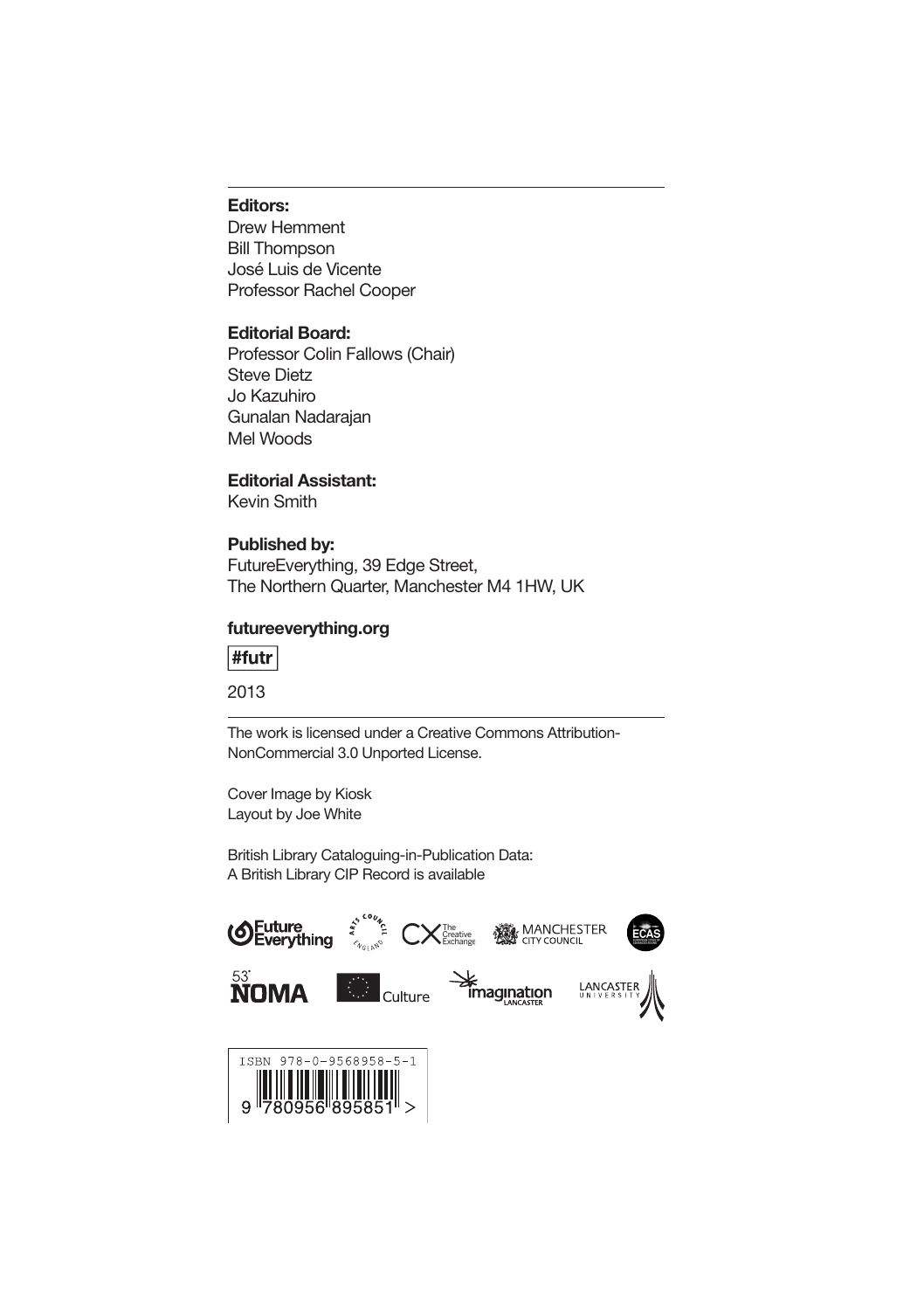**Editors:**
Drew Hemment
Bill Thompson
José Luis de Vicente
Professor Rachel Cooper

**Editorial Board:**
Professor Colin Fallows (Chair)
Steve Dietz
Jo Kazuhiro
Gunalan Nadarajan
Mel Woods

**Editorial Assistant:**
Kevin Smith

**Published by:**
FutureEverything, 39 Edge Street,
The Northern Quarter, Manchester M4 1HW, UK

**futureeverything.org**

**#futr**

2013

---

The work is licensed under a Creative Commons Attribution-NonCommercial 3.0 Unported License.

Cover Image by Kiosk
Layout by Joe White

British Library Cataloguing-in-Publication Data:
A British Library CIP Record is available

ISBN 978-0-9568958-5-1
9 780956 895851 >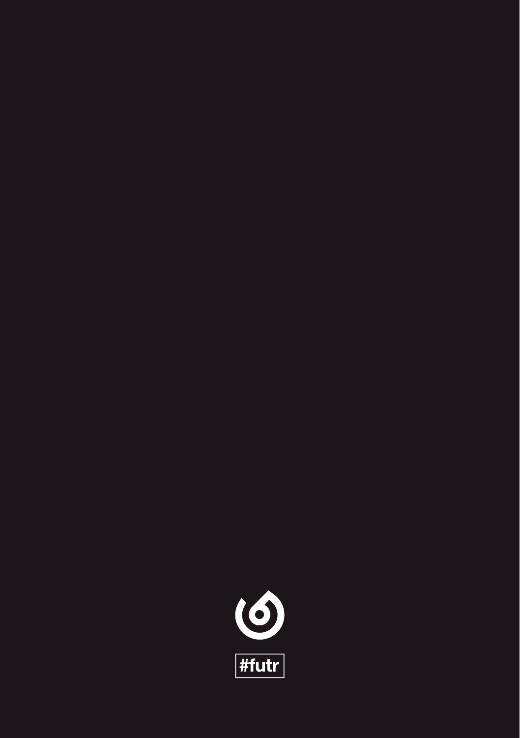#futr